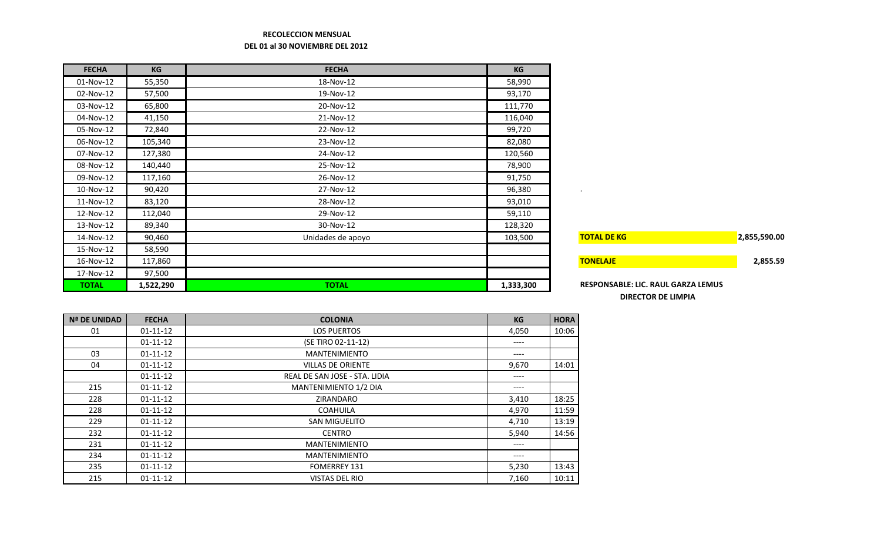**RECOLECCION MENSUAL**

**DEL 01 al 30 NOVIEMBRE DEL 2012**

| FECHA | KG | FECHA | KG |
|---|---|---|---|
| 01-Nov-12 | 55,350 | 18-Nov-12 | 58,990 |
| 02-Nov-12 | 57,500 | 19-Nov-12 | 93,170 |
| 03-Nov-12 | 65,800 | 20-Nov-12 | 111,770 |
| 04-Nov-12 | 41,150 | 21-Nov-12 | 116,040 |
| 05-Nov-12 | 72,840 | 22-Nov-12 | 99,720 |
| 06-Nov-12 | 105,340 | 23-Nov-12 | 82,080 |
| 07-Nov-12 | 127,380 | 24-Nov-12 | 120,560 |
| 08-Nov-12 | 140,440 | 25-Nov-12 | 78,900 |
| 09-Nov-12 | 117,160 | 26-Nov-12 | 91,750 |
| 10-Nov-12 | 90,420 | 27-Nov-12 | 96,380 |
| 11-Nov-12 | 83,120 | 28-Nov-12 | 93,010 |
| 12-Nov-12 | 112,040 | 29-Nov-12 | 59,110 |
| 13-Nov-12 | 89,340 | 30-Nov-12 | 128,320 |
| 14-Nov-12 | 90,460 | Unidades de apoyo | 103,500 |
| 15-Nov-12 | 58,590 | | |
| 16-Nov-12 | 117,860 | | |
| 17-Nov-12 | 97,500 | | |
| **TOTAL** | **1,522,290** | **TOTAL** | **1,333,300** |

| | |
|---|---|
| **TOTAL DE KG** | **2,855,590.00** |
| **TONELAJE** | **2,855.59** |

**RESPONSABLE: LIC. RAUL GARZA LEMUS**

**DIRECTOR DE LIMPIA**

| Nª DE UNIDAD | FECHA | COLONIA | KG | HORA |
|---|---|---|---|---|
| 01 | 01-11-12 | LOS PUERTOS | 4,050 | 10:06 |
| | 01-11-12 | (SE TIRO 02-11-12) | ---- | |
| 03 | 01-11-12 | MANTENIMIENTO | ---- | |
| 04 | 01-11-12 | VILLAS DE ORIENTE | 9,670 | 14:01 |
| | 01-11-12 | REAL DE SAN JOSE - STA. LIDIA | ---- | |
| 215 | 01-11-12 | MANTENIMIENTO 1/2 DIA | ---- | |
| 228 | 01-11-12 | ZIRANDARO | 3,410 | 18:25 |
| 228 | 01-11-12 | COAHUILA | 4,970 | 11:59 |
| 229 | 01-11-12 | SAN MIGUELITO | 4,710 | 13:19 |
| 232 | 01-11-12 | CENTRO | 5,940 | 14:56 |
| 231 | 01-11-12 | MANTENIMIENTO | ---- | |
| 234 | 01-11-12 | MANTENIMIENTO | ---- | |
| 235 | 01-11-12 | FOMERREY 131 | 5,230 | 13:43 |
| 215 | 01-11-12 | VISTAS DEL RIO | 7,160 | 10:11 |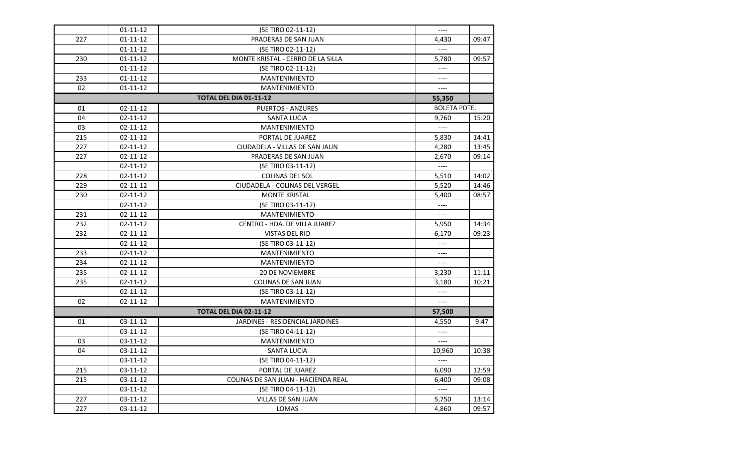| | | | | |
|---|---|---|---|---|
| | 01-11-12 | (SE TIRO 02-11-12) | ---- | |
| 227 | 01-11-12 | PRADERAS DE SAN JUAN | 4,430 | 09:47 |
| | 01-11-12 | (SE TIRO 02-11-12) | ---- | |
| 230 | 01-11-12 | MONTE KRISTAL - CERRO DE LA SILLA | 5,780 | 09:57 |
| | 01-11-12 | (SE TIRO 02-11-12) | ---- | |
| 233 | 01-11-12 | MANTENIMIENTO | ---- | |
| 02 | 01-11-12 | MANTENIMIENTO | ---- | |
| **TOTAL DEL DIA 01-11-12** | | | **55,350** | |
| 01 | 02-11-12 | PUERTOS - ANZURES | BOLETA PDTE. | |
| 04 | 02-11-12 | SANTA LUCIA | 9,760 | 15:20 |
| 03 | 02-11-12 | MANTENIMIENTO | ---- | |
| 215 | 02-11-12 | PORTAL DE JUAREZ | 5,830 | 14:41 |
| 227 | 02-11-12 | CIUDADELA - VILLAS DE SAN JAUN | 4,280 | 13:45 |
| 227 | 02-11-12 | PRADERAS DE SAN JUAN | 2,670 | 09:14 |
| | 02-11-12 | (SE TIRO 03-11-12) | ---- | |
| 228 | 02-11-12 | COLINAS DEL SOL | 5,510 | 14:02 |
| 229 | 02-11-12 | CIUDADELA - COLINAS DEL VERGEL | 5,520 | 14:46 |
| 230 | 02-11-12 | MONTE KRISTAL | 5,400 | 08:57 |
| | 02-11-12 | (SE TIRO 03-11-12) | ---- | |
| 231 | 02-11-12 | MANTENIMIENTO | ---- | |
| 232 | 02-11-12 | CENTRO - HDA. DE VILLA JUAREZ | 5,950 | 14:34 |
| 232 | 02-11-12 | VISTAS DEL RIO | 6,170 | 09:23 |
| | 02-11-12 | (SE TIRO 03-11-12) | ---- | |
| 233 | 02-11-12 | MANTENIMIENTO | ---- | |
| 234 | 02-11-12 | MANTENIMIENTO | ---- | |
| 235 | 02-11-12 | 20 DE NOVIEMBRE | 3,230 | 11:11 |
| 235 | 02-11-12 | COLINAS DE SAN JUAN | 3,180 | 10:21 |
| | 02-11-12 | (SE TIRO 03-11-12) | ---- | |
| 02 | 02-11-12 | MANTENIMIENTO | ---- | |
| **TOTAL DEL DIA 02-11-12** | | | **57,500** | |
| 01 | 03-11-12 | JARDINES - RESIDENCIAL JARDINES | 4,550 | 9:47 |
| | 03-11-12 | (SE TIRO 04-11-12) | ---- | |
| 03 | 03-11-12 | MANTENIMIENTO | ---- | |
| 04 | 03-11-12 | SANTA LUCIA | 10,960 | 10:38 |
| | 03-11-12 | (SE TIRO 04-11-12) | ---- | |
| 215 | 03-11-12 | PORTAL DE JUAREZ | 6,090 | 12:59 |
| 215 | 03-11-12 | COLINAS DE SAN JUAN - HACIENDA REAL | 6,400 | 09:08 |
| | 03-11-12 | (SE TIRO 04-11-12) | ---- | |
| 227 | 03-11-12 | VILLAS DE SAN JUAN | 5,750 | 13:14 |
| 227 | 03-11-12 | LOMAS | 4,860 | 09:57 |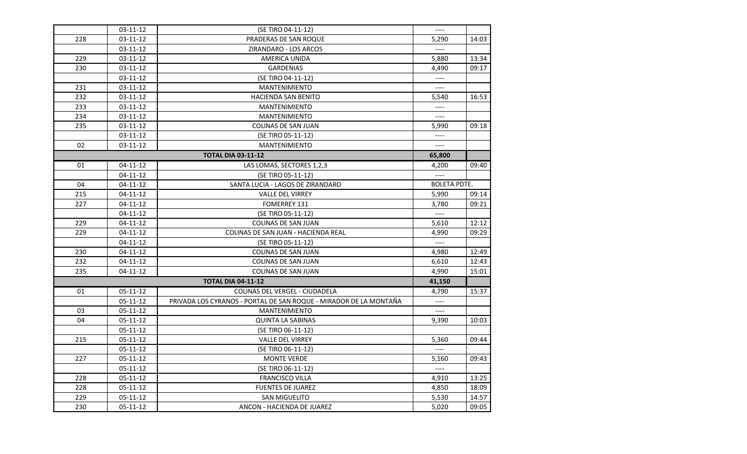| | | | | |
|---|---|---|---|---|
| | 03-11-12 | (SE TIRO 04-11-12) | ---- | |
| 228 | 03-11-12 | PRADERAS DE SAN ROQUE | 5,290 | 14:03 |
| | 03-11-12 | ZIRANDARO - LOS ARCOS | ---- | |
| 229 | 03-11-12 | AMERICA UNIDA | 5,880 | 13:34 |
| 230 | 03-11-12 | GARDENIAS | 4,490 | 09:17 |
| | 03-11-12 | (SE TIRO 04-11-12) | ---- | |
| 231 | 03-11-12 | MANTENIMIENTO | ---- | |
| 232 | 03-11-12 | HACIENDA SAN BENITO | 5,540 | 16:53 |
| 233 | 03-11-12 | MANTENIMIENTO | ---- | |
| 234 | 03-11-12 | MANTENIMIENTO | ---- | |
| 235 | 03-11-12 | COLINAS DE SAN JUAN | 5,990 | 09:18 |
| | 03-11-12 | (SE TIRO 05-11-12) | ---- | |
| 02 | 03-11-12 | MANTENIMIENTO | ---- | |
| | | **TOTAL DIA 03-11-12** | **65,800** | |
| 01 | 04-11-12 | LAS LOMAS, SECTORES 1,2,3 | 4,200 | 09:40 |
| | 04-11-12 | (SE TIRO 05-11-12) | ---- | |
| 04 | 04-11-12 | SANTA LUCIA - LAGOS DE ZIRANDARO | BOLETA PDTE. | |
| 215 | 04-11-12 | VALLE DEL VIRREY | 5,990 | 09:14 |
| 227 | 04-11-12 | FOMERREY 131 | 3,780 | 09:21 |
| | 04-11-12 | (SE TIRO 05-11-12) | ---- | |
| 229 | 04-11-12 | COLINAS DE SAN JUAN | 5,610 | 12:12 |
| 229 | 04-11-12 | COLINAS DE SAN JUAN - HACIENDA REAL | 4,990 | 09:29 |
| | 04-11-12 | (SE TIRO 05-11-12) | ---- | |
| 230 | 04-11-12 | COLINAS DE SAN JUAN | 4,980 | 12:49 |
| 232 | 04-11-12 | COLINAS DE SAN JUAN | 6,610 | 12:43 |
| 235 | 04-11-12 | COLINAS DE SAN JUAN | 4,990 | 15:01 |
| | | **TOTAL DIA 04-11-12** | **41,150** | |
| 01 | 05-11-12 | COLINAS DEL VERGEL - CIUDADELA | 4,790 | 15:37 |
| | 05-11-12 | PRIVADA LOS CYRANOS - PORTAL DE SAN ROQUE - MIRADOR DE LA MONTAÑA | ---- | |
| 03 | 05-11-12 | MANTENIMIENTO | ---- | |
| 04 | 05-11-12 | QUINTA LA SABINAS | 9,390 | 10:03 |
| | 05-11-12 | (SE TIRO 06-11-12) | | |
| 215 | 05-11-12 | VALLE DEL VIRREY | 5,360 | 09:44 |
| | 05-11-12 | (SE TIRO 06-11-12) | ---- | |
| 227 | 05-11-12 | MONTE VERDE | 5,160 | 09:43 |
| | 05-11-12 | (SE TIRO 06-11-12) | ---- | |
| 228 | 05-11-12 | FRANCISCO VILLA | 4,910 | 13:25 |
| 228 | 05-11-12 | FUENTES DE JUAREZ | 4,850 | 18:09 |
| 229 | 05-11-12 | SAN MIGUELITO | 5,530 | 14:57 |
| 230 | 05-11-12 | ANCON - HACIENDA DE JUAREZ | 5,020 | 09:05 |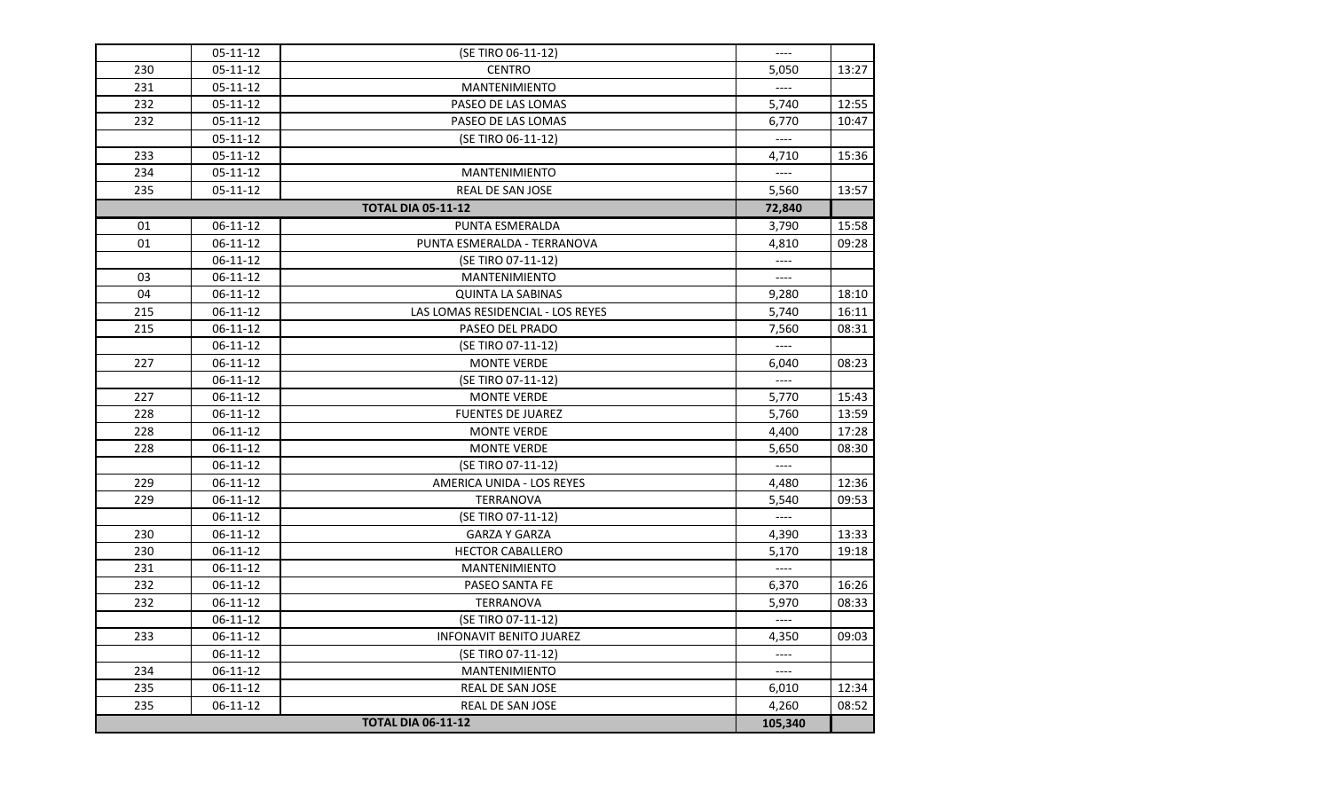|  |  |  |  |  |
|---|---|---|---|---|
|  | 05-11-12 | (SE TIRO 06-11-12) | ---- |  |
| 230 | 05-11-12 | CENTRO | 5,050 | 13:27 |
| 231 | 05-11-12 | MANTENIMIENTO | ---- |  |
| 232 | 05-11-12 | PASEO DE LAS LOMAS | 5,740 | 12:55 |
| 232 | 05-11-12 | PASEO DE LAS LOMAS | 6,770 | 10:47 |
|  | 05-11-12 | (SE TIRO 06-11-12) | ---- |  |
| 233 | 05-11-12 |  | 4,710 | 15:36 |
| 234 | 05-11-12 | MANTENIMIENTO | ---- |  |
| 235 | 05-11-12 | REAL DE SAN JOSE | 5,560 | 13:57 |
| **TOTAL DIA 05-11-12** |  |  | **72,840** |  |
| 01 | 06-11-12 | PUNTA ESMERALDA | 3,790 | 15:58 |
| 01 | 06-11-12 | PUNTA ESMERALDA - TERRANOVA | 4,810 | 09:28 |
|  | 06-11-12 | (SE TIRO 07-11-12) | ---- |  |
| 03 | 06-11-12 | MANTENIMIENTO | ---- |  |
| 04 | 06-11-12 | QUINTA LA SABINAS | 9,280 | 18:10 |
| 215 | 06-11-12 | LAS LOMAS RESIDENCIAL - LOS REYES | 5,740 | 16:11 |
| 215 | 06-11-12 | PASEO DEL PRADO | 7,560 | 08:31 |
|  | 06-11-12 | (SE TIRO 07-11-12) | ---- |  |
| 227 | 06-11-12 | MONTE VERDE | 6,040 | 08:23 |
|  | 06-11-12 | (SE TIRO 07-11-12) | ---- |  |
| 227 | 06-11-12 | MONTE VERDE | 5,770 | 15:43 |
| 228 | 06-11-12 | FUENTES DE JUAREZ | 5,760 | 13:59 |
| 228 | 06-11-12 | MONTE VERDE | 4,400 | 17:28 |
| 228 | 06-11-12 | MONTE VERDE | 5,650 | 08:30 |
|  | 06-11-12 | (SE TIRO 07-11-12) | ---- |  |
| 229 | 06-11-12 | AMERICA UNIDA - LOS REYES | 4,480 | 12:36 |
| 229 | 06-11-12 | TERRANOVA | 5,540 | 09:53 |
|  | 06-11-12 | (SE TIRO 07-11-12) | ---- |  |
| 230 | 06-11-12 | GARZA Y GARZA | 4,390 | 13:33 |
| 230 | 06-11-12 | HECTOR CABALLERO | 5,170 | 19:18 |
| 231 | 06-11-12 | MANTENIMIENTO | ---- |  |
| 232 | 06-11-12 | PASEO SANTA FE | 6,370 | 16:26 |
| 232 | 06-11-12 | TERRANOVA | 5,970 | 08:33 |
|  | 06-11-12 | (SE TIRO 07-11-12) | ---- |  |
| 233 | 06-11-12 | INFONAVIT BENITO JUAREZ | 4,350 | 09:03 |
|  | 06-11-12 | (SE TIRO 07-11-12) | ---- |  |
| 234 | 06-11-12 | MANTENIMIENTO | ---- |  |
| 235 | 06-11-12 | REAL DE SAN JOSE | 6,010 | 12:34 |
| 235 | 06-11-12 | REAL DE SAN JOSE | 4,260 | 08:52 |
| **TOTAL DIA 06-11-12** |  |  | **105,340** |  |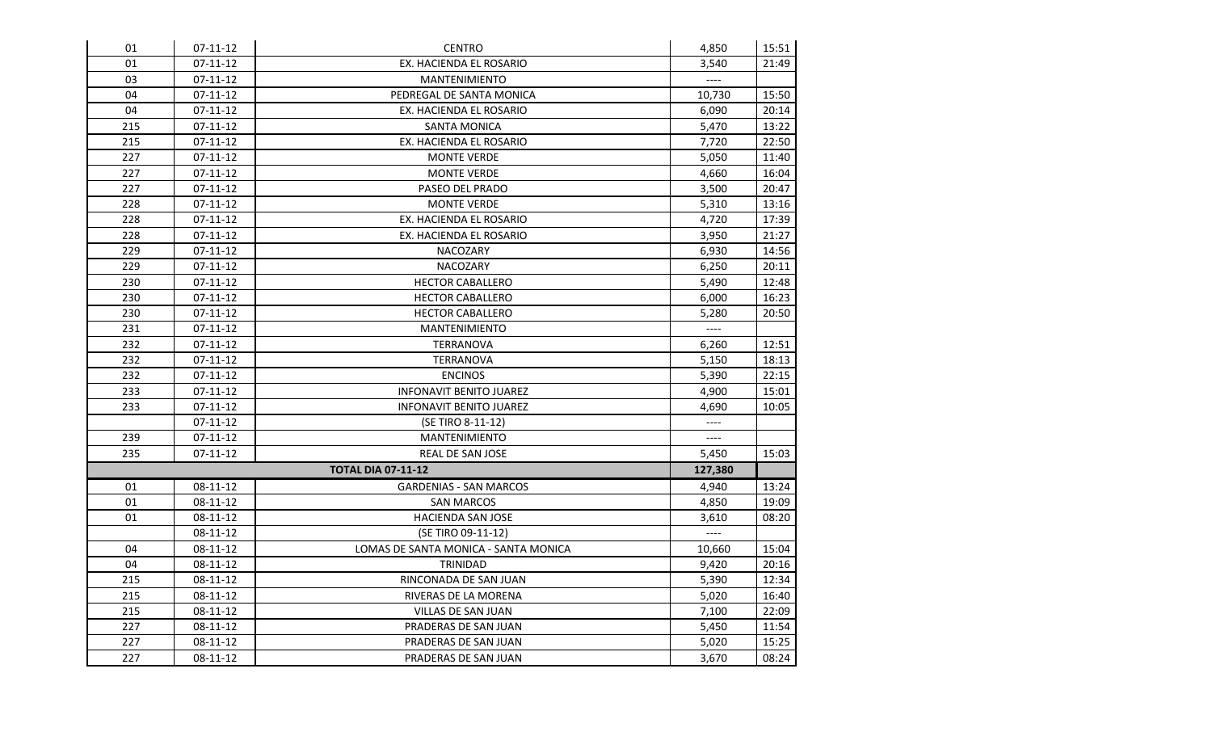| | | | | |
|---|---|---|---|---|
| 01 | 07-11-12 | CENTRO | 4,850 | 15:51 |
| 01 | 07-11-12 | EX. HACIENDA EL ROSARIO | 3,540 | 21:49 |
| 03 | 07-11-12 | MANTENIMIENTO | ---- | |
| 04 | 07-11-12 | PEDREGAL DE SANTA MONICA | 10,730 | 15:50 |
| 04 | 07-11-12 | EX. HACIENDA EL ROSARIO | 6,090 | 20:14 |
| 215 | 07-11-12 | SANTA MONICA | 5,470 | 13:22 |
| 215 | 07-11-12 | EX. HACIENDA EL ROSARIO | 7,720 | 22:50 |
| 227 | 07-11-12 | MONTE VERDE | 5,050 | 11:40 |
| 227 | 07-11-12 | MONTE VERDE | 4,660 | 16:04 |
| 227 | 07-11-12 | PASEO DEL PRADO | 3,500 | 20:47 |
| 228 | 07-11-12 | MONTE VERDE | 5,310 | 13:16 |
| 228 | 07-11-12 | EX. HACIENDA EL ROSARIO | 4,720 | 17:39 |
| 228 | 07-11-12 | EX. HACIENDA EL ROSARIO | 3,950 | 21:27 |
| 229 | 07-11-12 | NACOZARY | 6,930 | 14:56 |
| 229 | 07-11-12 | NACOZARY | 6,250 | 20:11 |
| 230 | 07-11-12 | HECTOR CABALLERO | 5,490 | 12:48 |
| 230 | 07-11-12 | HECTOR CABALLERO | 6,000 | 16:23 |
| 230 | 07-11-12 | HECTOR CABALLERO | 5,280 | 20:50 |
| 231 | 07-11-12 | MANTENIMIENTO | ---- | |
| 232 | 07-11-12 | TERRANOVA | 6,260 | 12:51 |
| 232 | 07-11-12 | TERRANOVA | 5,150 | 18:13 |
| 232 | 07-11-12 | ENCINOS | 5,390 | 22:15 |
| 233 | 07-11-12 | INFONAVIT BENITO JUAREZ | 4,900 | 15:01 |
| 233 | 07-11-12 | INFONAVIT BENITO JUAREZ | 4,690 | 10:05 |
| | 07-11-12 | (SE TIRO 8-11-12) | ---- | |
| 239 | 07-11-12 | MANTENIMIENTO | ---- | |
| 235 | 07-11-12 | REAL DE SAN JOSE | 5,450 | 15:03 |
| | | **TOTAL DIA 07-11-12** | **127,380** | |
| 01 | 08-11-12 | GARDENIAS - SAN MARCOS | 4,940 | 13:24 |
| 01 | 08-11-12 | SAN MARCOS | 4,850 | 19:09 |
| 01 | 08-11-12 | HACIENDA SAN JOSE | 3,610 | 08:20 |
| | 08-11-12 | (SE TIRO 09-11-12) | ---- | |
| 04 | 08-11-12 | LOMAS DE SANTA MONICA - SANTA MONICA | 10,660 | 15:04 |
| 04 | 08-11-12 | TRINIDAD | 9,420 | 20:16 |
| 215 | 08-11-12 | RINCONADA DE SAN JUAN | 5,390 | 12:34 |
| 215 | 08-11-12 | RIVERAS DE LA MORENA | 5,020 | 16:40 |
| 215 | 08-11-12 | VILLAS DE SAN JUAN | 7,100 | 22:09 |
| 227 | 08-11-12 | PRADERAS DE SAN JUAN | 5,450 | 11:54 |
| 227 | 08-11-12 | PRADERAS DE SAN JUAN | 5,020 | 15:25 |
| 227 | 08-11-12 | PRADERAS DE SAN JUAN | 3,670 | 08:24 |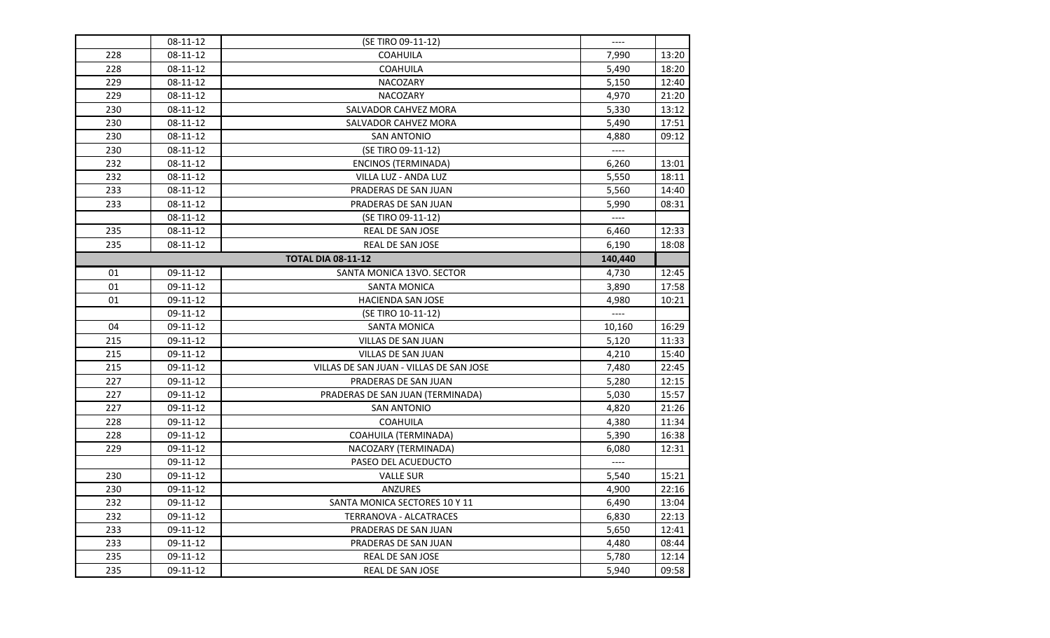|  | 08-11-12 | (SE TIRO 09-11-12) | ---- |  |
|---|---|---|---|---|
| 228 | 08-11-12 | COAHUILA | 7,990 | 13:20 |
| 228 | 08-11-12 | COAHUILA | 5,490 | 18:20 |
| 229 | 08-11-12 | NACOZARY | 5,150 | 12:40 |
| 229 | 08-11-12 | NACOZARY | 4,970 | 21:20 |
| 230 | 08-11-12 | SALVADOR CAHVEZ MORA | 5,330 | 13:12 |
| 230 | 08-11-12 | SALVADOR CAHVEZ MORA | 5,490 | 17:51 |
| 230 | 08-11-12 | SAN ANTONIO | 4,880 | 09:12 |
| 230 | 08-11-12 | (SE TIRO 09-11-12) | ---- |  |
| 232 | 08-11-12 | ENCINOS (TERMINADA) | 6,260 | 13:01 |
| 232 | 08-11-12 | VILLA LUZ - ANDA LUZ | 5,550 | 18:11 |
| 233 | 08-11-12 | PRADERAS DE SAN JUAN | 5,560 | 14:40 |
| 233 | 08-11-12 | PRADERAS DE SAN JUAN | 5,990 | 08:31 |
|  | 08-11-12 | (SE TIRO 09-11-12) | ---- |  |
| 235 | 08-11-12 | REAL DE SAN JOSE | 6,460 | 12:33 |
| 235 | 08-11-12 | REAL DE SAN JOSE | 6,190 | 18:08 |
|  |  | **TOTAL DIA 08-11-12** | **140,440** |  |
| 01 | 09-11-12 | SANTA MONICA 13VO. SECTOR | 4,730 | 12:45 |
| 01 | 09-11-12 | SANTA MONICA | 3,890 | 17:58 |
| 01 | 09-11-12 | HACIENDA SAN JOSE | 4,980 | 10:21 |
|  | 09-11-12 | (SE TIRO 10-11-12) | ---- |  |
| 04 | 09-11-12 | SANTA MONICA | 10,160 | 16:29 |
| 215 | 09-11-12 | VILLAS DE SAN JUAN | 5,120 | 11:33 |
| 215 | 09-11-12 | VILLAS DE SAN JUAN | 4,210 | 15:40 |
| 215 | 09-11-12 | VILLAS DE SAN JUAN - VILLAS DE SAN JOSE | 7,480 | 22:45 |
| 227 | 09-11-12 | PRADERAS DE SAN JUAN | 5,280 | 12:15 |
| 227 | 09-11-12 | PRADERAS DE SAN JUAN (TERMINADA) | 5,030 | 15:57 |
| 227 | 09-11-12 | SAN ANTONIO | 4,820 | 21:26 |
| 228 | 09-11-12 | COAHUILA | 4,380 | 11:34 |
| 228 | 09-11-12 | COAHUILA (TERMINADA) | 5,390 | 16:38 |
| 229 | 09-11-12 | NACOZARY (TERMINADA) | 6,080 | 12:31 |
|  | 09-11-12 | PASEO DEL ACUEDUCTO | ---- |  |
| 230 | 09-11-12 | VALLE SUR | 5,540 | 15:21 |
| 230 | 09-11-12 | ANZURES | 4,900 | 22:16 |
| 232 | 09-11-12 | SANTA MONICA SECTORES 10 Y 11 | 6,490 | 13:04 |
| 232 | 09-11-12 | TERRANOVA - ALCATRACES | 6,830 | 22:13 |
| 233 | 09-11-12 | PRADERAS DE SAN JUAN | 5,650 | 12:41 |
| 233 | 09-11-12 | PRADERAS DE SAN JUAN | 4,480 | 08:44 |
| 235 | 09-11-12 | REAL DE SAN JOSE | 5,780 | 12:14 |
| 235 | 09-11-12 | REAL DE SAN JOSE | 5,940 | 09:58 |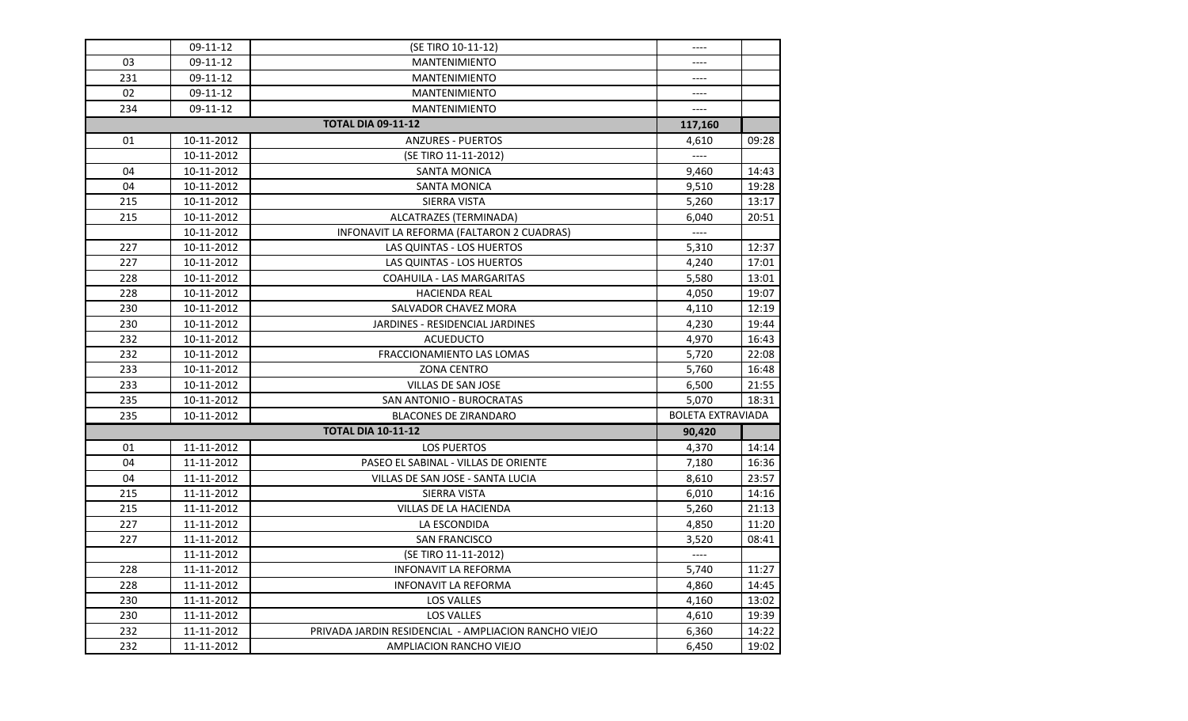| | | | | |
|---|---|---|---|---|
| | 09-11-12 | (SE TIRO 10-11-12) | ---- | |
| 03 | 09-11-12 | MANTENIMIENTO | ---- | |
| 231 | 09-11-12 | MANTENIMIENTO | ---- | |
| 02 | 09-11-12 | MANTENIMIENTO | ---- | |
| 234 | 09-11-12 | MANTENIMIENTO | ---- | |
| | | **TOTAL DIA 09-11-12** | **117,160** | |
| 01 | 10-11-2012 | ANZURES - PUERTOS | 4,610 | 09:28 |
| | 10-11-2012 | (SE TIRO 11-11-2012) | ---- | |
| 04 | 10-11-2012 | SANTA MONICA | 9,460 | 14:43 |
| 04 | 10-11-2012 | SANTA MONICA | 9,510 | 19:28 |
| 215 | 10-11-2012 | SIERRA VISTA | 5,260 | 13:17 |
| 215 | 10-11-2012 | ALCATRAZES (TERMINADA) | 6,040 | 20:51 |
| | 10-11-2012 | INFONAVIT LA REFORMA (FALTARON 2 CUADRAS) | ---- | |
| 227 | 10-11-2012 | LAS QUINTAS - LOS HUERTOS | 5,310 | 12:37 |
| 227 | 10-11-2012 | LAS QUINTAS - LOS HUERTOS | 4,240 | 17:01 |
| 228 | 10-11-2012 | COAHUILA - LAS MARGARITAS | 5,580 | 13:01 |
| 228 | 10-11-2012 | HACIENDA REAL | 4,050 | 19:07 |
| 230 | 10-11-2012 | SALVADOR CHAVEZ MORA | 4,110 | 12:19 |
| 230 | 10-11-2012 | JARDINES - RESIDENCIAL JARDINES | 4,230 | 19:44 |
| 232 | 10-11-2012 | ACUEDUCTO | 4,970 | 16:43 |
| 232 | 10-11-2012 | FRACCIONAMIENTO LAS LOMAS | 5,720 | 22:08 |
| 233 | 10-11-2012 | ZONA CENTRO | 5,760 | 16:48 |
| 233 | 10-11-2012 | VILLAS DE SAN JOSE | 6,500 | 21:55 |
| 235 | 10-11-2012 | SAN ANTONIO - BUROCRATAS | 5,070 | 18:31 |
| 235 | 10-11-2012 | BLACONES DE ZIRANDARO | BOLETA EXTRAVIADA | |
| | | **TOTAL DIA 10-11-12** | **90,420** | |
| 01 | 11-11-2012 | LOS PUERTOS | 4,370 | 14:14 |
| 04 | 11-11-2012 | PASEO EL SABINAL - VILLAS DE ORIENTE | 7,180 | 16:36 |
| 04 | 11-11-2012 | VILLAS DE SAN JOSE - SANTA LUCIA | 8,610 | 23:57 |
| 215 | 11-11-2012 | SIERRA VISTA | 6,010 | 14:16 |
| 215 | 11-11-2012 | VILLAS DE LA HACIENDA | 5,260 | 21:13 |
| 227 | 11-11-2012 | LA ESCONDIDA | 4,850 | 11:20 |
| 227 | 11-11-2012 | SAN FRANCISCO | 3,520 | 08:41 |
| | 11-11-2012 | (SE TIRO 11-11-2012) | ---- | |
| 228 | 11-11-2012 | INFONAVIT LA REFORMA | 5,740 | 11:27 |
| 228 | 11-11-2012 | INFONAVIT LA REFORMA | 4,860 | 14:45 |
| 230 | 11-11-2012 | LOS VALLES | 4,160 | 13:02 |
| 230 | 11-11-2012 | LOS VALLES | 4,610 | 19:39 |
| 232 | 11-11-2012 | PRIVADA JARDIN RESIDENCIAL - AMPLIACION RANCHO VIEJO | 6,360 | 14:22 |
| 232 | 11-11-2012 | AMPLIACION RANCHO VIEJO | 6,450 | 19:02 |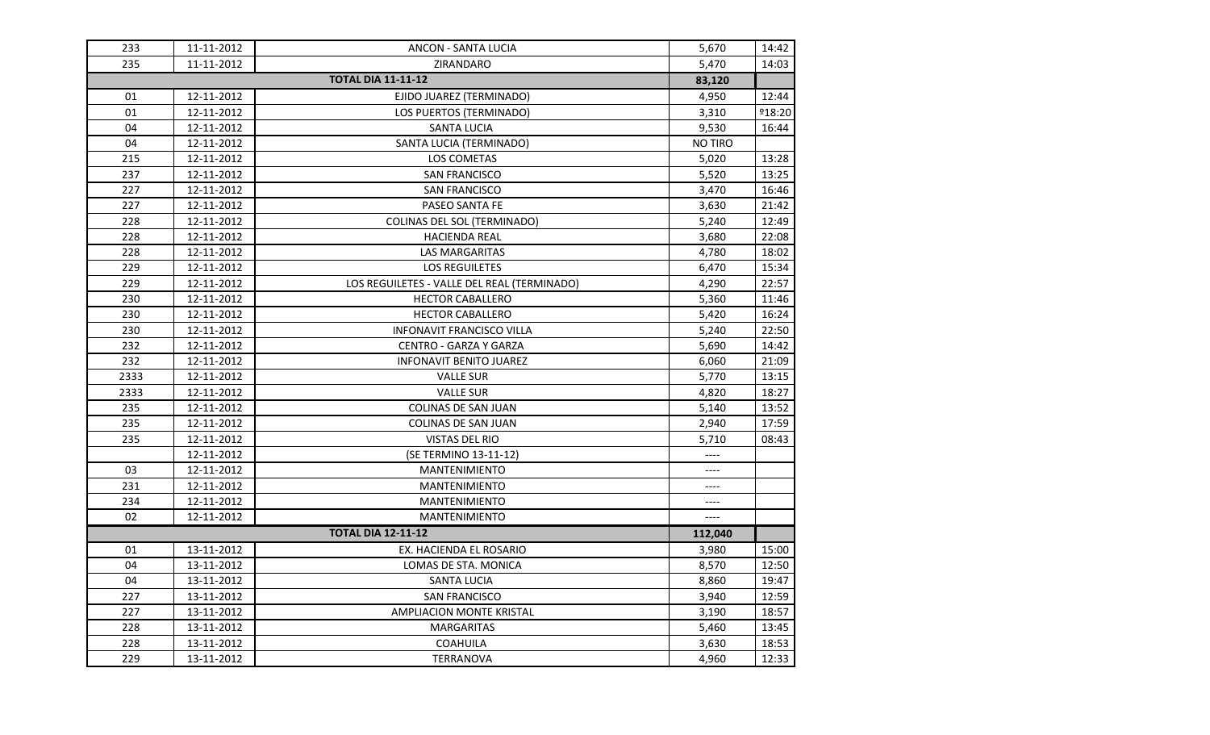| | | | | |
|---|---|---|---|---|
| 233 | 11-11-2012 | ANCON - SANTA LUCIA | 5,670 | 14:42 |
| 235 | 11-11-2012 | ZIRANDARO | 5,470 | 14:03 |
| | | **TOTAL DIA 11-11-12** | **83,120** | |
| 01 | 12-11-2012 | EJIDO JUAREZ (TERMINADO) | 4,950 | 12:44 |
| 01 | 12-11-2012 | LOS PUERTOS (TERMINADO) | 3,310 | º18:20 |
| 04 | 12-11-2012 | SANTA LUCIA | 9,530 | 16:44 |
| 04 | 12-11-2012 | SANTA LUCIA (TERMINADO) | NO TIRO | |
| 215 | 12-11-2012 | LOS COMETAS | 5,020 | 13:28 |
| 237 | 12-11-2012 | SAN FRANCISCO | 5,520 | 13:25 |
| 227 | 12-11-2012 | SAN FRANCISCO | 3,470 | 16:46 |
| 227 | 12-11-2012 | PASEO SANTA FE | 3,630 | 21:42 |
| 228 | 12-11-2012 | COLINAS DEL SOL (TERMINADO) | 5,240 | 12:49 |
| 228 | 12-11-2012 | HACIENDA REAL | 3,680 | 22:08 |
| 228 | 12-11-2012 | LAS MARGARITAS | 4,780 | 18:02 |
| 229 | 12-11-2012 | LOS REGUILETES | 6,470 | 15:34 |
| 229 | 12-11-2012 | LOS REGUILETES - VALLE DEL REAL (TERMINADO) | 4,290 | 22:57 |
| 230 | 12-11-2012 | HECTOR CABALLERO | 5,360 | 11:46 |
| 230 | 12-11-2012 | HECTOR CABALLERO | 5,420 | 16:24 |
| 230 | 12-11-2012 | INFONAVIT FRANCISCO VILLA | 5,240 | 22:50 |
| 232 | 12-11-2012 | CENTRO - GARZA Y GARZA | 5,690 | 14:42 |
| 232 | 12-11-2012 | INFONAVIT BENITO JUAREZ | 6,060 | 21:09 |
| 2333 | 12-11-2012 | VALLE SUR | 5,770 | 13:15 |
| 2333 | 12-11-2012 | VALLE SUR | 4,820 | 18:27 |
| 235 | 12-11-2012 | COLINAS DE SAN JUAN | 5,140 | 13:52 |
| 235 | 12-11-2012 | COLINAS DE SAN JUAN | 2,940 | 17:59 |
| 235 | 12-11-2012 | VISTAS DEL RIO | 5,710 | 08:43 |
| | 12-11-2012 | (SE TERMINO 13-11-12) | ---- | |
| 03 | 12-11-2012 | MANTENIMIENTO | ---- | |
| 231 | 12-11-2012 | MANTENIMIENTO | ---- | |
| 234 | 12-11-2012 | MANTENIMIENTO | ---- | |
| 02 | 12-11-2012 | MANTENIMIENTO | ---- | |
| | | **TOTAL DIA 12-11-12** | **112,040** | |
| 01 | 13-11-2012 | EX. HACIENDA EL ROSARIO | 3,980 | 15:00 |
| 04 | 13-11-2012 | LOMAS DE STA. MONICA | 8,570 | 12:50 |
| 04 | 13-11-2012 | SANTA LUCIA | 8,860 | 19:47 |
| 227 | 13-11-2012 | SAN FRANCISCO | 3,940 | 12:59 |
| 227 | 13-11-2012 | AMPLIACION MONTE KRISTAL | 3,190 | 18:57 |
| 228 | 13-11-2012 | MARGARITAS | 5,460 | 13:45 |
| 228 | 13-11-2012 | COAHUILA | 3,630 | 18:53 |
| 229 | 13-11-2012 | TERRANOVA | 4,960 | 12:33 |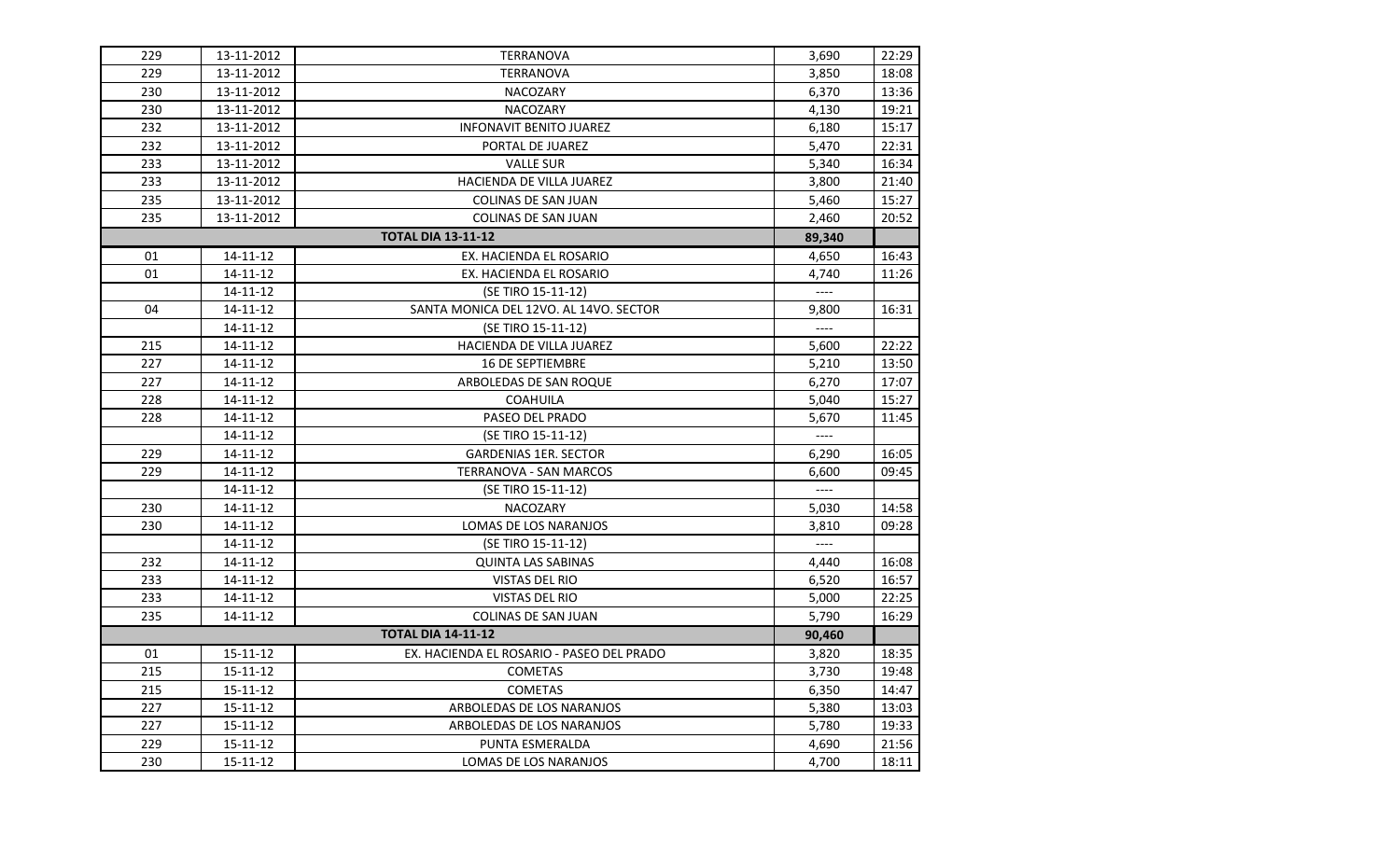| 229 | 13-11-2012 | TERRANOVA | 3,690 | 22:29 |
|---|---|---|---|---|
| 229 | 13-11-2012 | TERRANOVA | 3,850 | 18:08 |
| 230 | 13-11-2012 | NACOZARY | 6,370 | 13:36 |
| 230 | 13-11-2012 | NACOZARY | 4,130 | 19:21 |
| 232 | 13-11-2012 | INFONAVIT BENITO JUAREZ | 6,180 | 15:17 |
| 232 | 13-11-2012 | PORTAL DE JUAREZ | 5,470 | 22:31 |
| 233 | 13-11-2012 | VALLE SUR | 5,340 | 16:34 |
| 233 | 13-11-2012 | HACIENDA DE VILLA JUAREZ | 3,800 | 21:40 |
| 235 | 13-11-2012 | COLINAS DE SAN JUAN | 5,460 | 15:27 |
| 235 | 13-11-2012 | COLINAS DE SAN JUAN | 2,460 | 20:52 |
| **TOTAL DIA 13-11-12** | | | **89,340** | |
| 01 | 14-11-12 | EX. HACIENDA EL ROSARIO | 4,650 | 16:43 |
| 01 | 14-11-12 | EX. HACIENDA EL ROSARIO | 4,740 | 11:26 |
| | 14-11-12 | (SE TIRO 15-11-12) | ---- | |
| 04 | 14-11-12 | SANTA MONICA DEL 12VO. AL 14VO. SECTOR | 9,800 | 16:31 |
| | 14-11-12 | (SE TIRO 15-11-12) | ---- | |
| 215 | 14-11-12 | HACIENDA DE VILLA JUAREZ | 5,600 | 22:22 |
| 227 | 14-11-12 | 16 DE SEPTIEMBRE | 5,210 | 13:50 |
| 227 | 14-11-12 | ARBOLEDAS DE SAN ROQUE | 6,270 | 17:07 |
| 228 | 14-11-12 | COAHUILA | 5,040 | 15:27 |
| 228 | 14-11-12 | PASEO DEL PRADO | 5,670 | 11:45 |
| | 14-11-12 | (SE TIRO 15-11-12) | ---- | |
| 229 | 14-11-12 | GARDENIAS 1ER. SECTOR | 6,290 | 16:05 |
| 229 | 14-11-12 | TERRANOVA - SAN MARCOS | 6,600 | 09:45 |
| | 14-11-12 | (SE TIRO 15-11-12) | ---- | |
| 230 | 14-11-12 | NACOZARY | 5,030 | 14:58 |
| 230 | 14-11-12 | LOMAS DE LOS NARANJOS | 3,810 | 09:28 |
| | 14-11-12 | (SE TIRO 15-11-12) | ---- | |
| 232 | 14-11-12 | QUINTA LAS SABINAS | 4,440 | 16:08 |
| 233 | 14-11-12 | VISTAS DEL RIO | 6,520 | 16:57 |
| 233 | 14-11-12 | VISTAS DEL RIO | 5,000 | 22:25 |
| 235 | 14-11-12 | COLINAS DE SAN JUAN | 5,790 | 16:29 |
| **TOTAL DIA 14-11-12** | | | **90,460** | |
| 01 | 15-11-12 | EX. HACIENDA EL ROSARIO - PASEO DEL PRADO | 3,820 | 18:35 |
| 215 | 15-11-12 | COMETAS | 3,730 | 19:48 |
| 215 | 15-11-12 | COMETAS | 6,350 | 14:47 |
| 227 | 15-11-12 | ARBOLEDAS DE LOS NARANJOS | 5,380 | 13:03 |
| 227 | 15-11-12 | ARBOLEDAS DE LOS NARANJOS | 5,780 | 19:33 |
| 229 | 15-11-12 | PUNTA ESMERALDA | 4,690 | 21:56 |
| 230 | 15-11-12 | LOMAS DE LOS NARANJOS | 4,700 | 18:11 |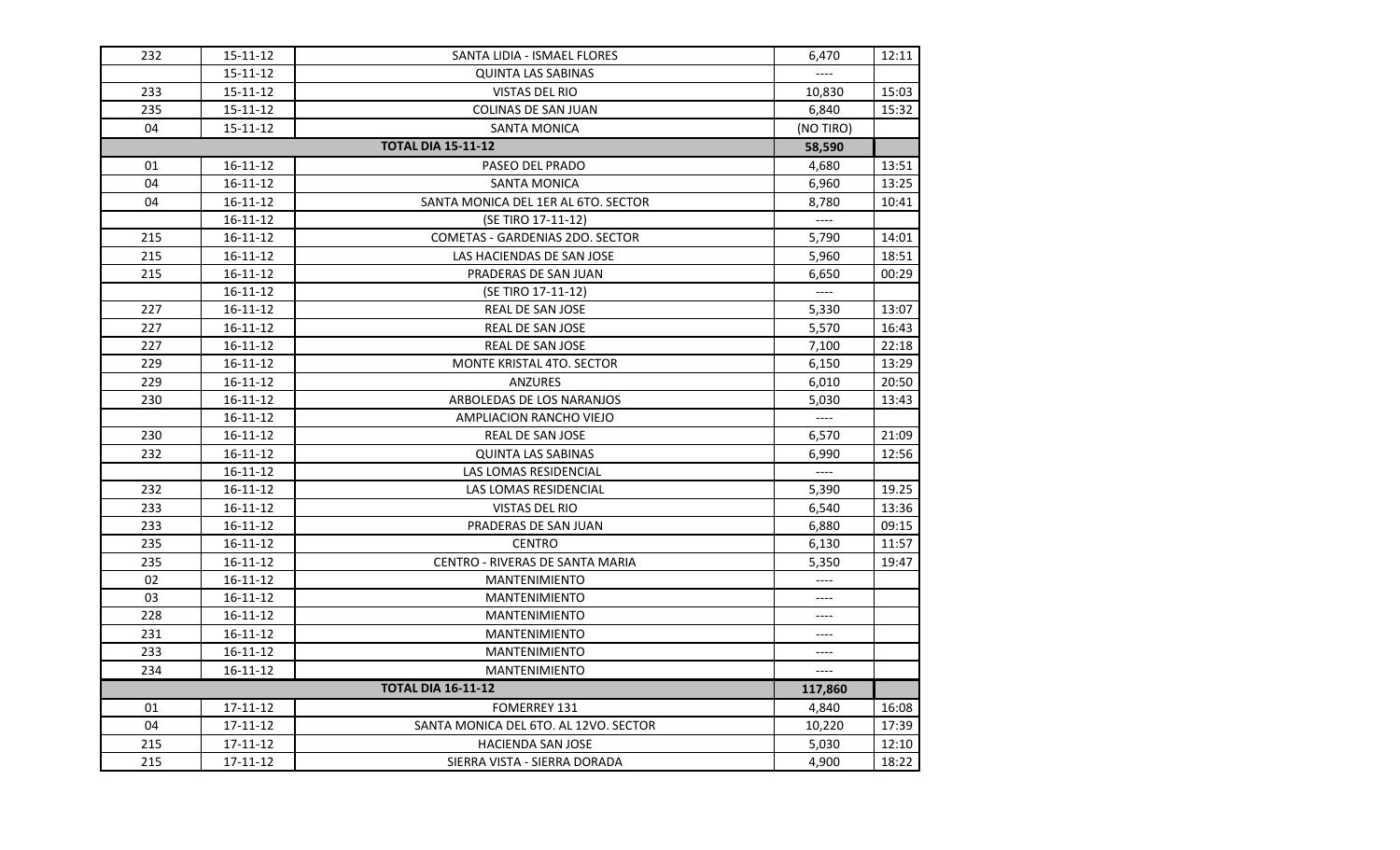| 232 | 15-11-12 | SANTA LIDIA - ISMAEL FLORES | 6,470 | 12:11 |
|---|---|---|---|---|
| | 15-11-12 | QUINTA LAS SABINAS | ---- | |
| 233 | 15-11-12 | VISTAS DEL RIO | 10,830 | 15:03 |
| 235 | 15-11-12 | COLINAS DE SAN JUAN | 6,840 | 15:32 |
| 04 | 15-11-12 | SANTA MONICA | (NO TIRO) | |
| | | **TOTAL DIA 15-11-12** | **58,590** | |
| 01 | 16-11-12 | PASEO DEL PRADO | 4,680 | 13:51 |
| 04 | 16-11-12 | SANTA MONICA | 6,960 | 13:25 |
| 04 | 16-11-12 | SANTA MONICA DEL 1ER AL 6TO. SECTOR | 8,780 | 10:41 |
| | 16-11-12 | (SE TIRO 17-11-12) | ---- | |
| 215 | 16-11-12 | COMETAS - GARDENIAS 2DO. SECTOR | 5,790 | 14:01 |
| 215 | 16-11-12 | LAS HACIENDAS DE SAN JOSE | 5,960 | 18:51 |
| 215 | 16-11-12 | PRADERAS DE SAN JUAN | 6,650 | 00:29 |
| | 16-11-12 | (SE TIRO 17-11-12) | ---- | |
| 227 | 16-11-12 | REAL DE SAN JOSE | 5,330 | 13:07 |
| 227 | 16-11-12 | REAL DE SAN JOSE | 5,570 | 16:43 |
| 227 | 16-11-12 | REAL DE SAN JOSE | 7,100 | 22:18 |
| 229 | 16-11-12 | MONTE KRISTAL 4TO. SECTOR | 6,150 | 13:29 |
| 229 | 16-11-12 | ANZURES | 6,010 | 20:50 |
| 230 | 16-11-12 | ARBOLEDAS DE LOS NARANJOS | 5,030 | 13:43 |
| | 16-11-12 | AMPLIACION RANCHO VIEJO | ---- | |
| 230 | 16-11-12 | REAL DE SAN JOSE | 6,570 | 21:09 |
| 232 | 16-11-12 | QUINTA LAS SABINAS | 6,990 | 12:56 |
| | 16-11-12 | LAS LOMAS RESIDENCIAL | ---- | |
| 232 | 16-11-12 | LAS LOMAS RESIDENCIAL | 5,390 | 19.25 |
| 233 | 16-11-12 | VISTAS DEL RIO | 6,540 | 13:36 |
| 233 | 16-11-12 | PRADERAS DE SAN JUAN | 6,880 | 09:15 |
| 235 | 16-11-12 | CENTRO | 6,130 | 11:57 |
| 235 | 16-11-12 | CENTRO - RIVERAS DE SANTA MARIA | 5,350 | 19:47 |
| 02 | 16-11-12 | MANTENIMIENTO | ---- | |
| 03 | 16-11-12 | MANTENIMIENTO | ---- | |
| 228 | 16-11-12 | MANTENIMIENTO | ---- | |
| 231 | 16-11-12 | MANTENIMIENTO | ---- | |
| 233 | 16-11-12 | MANTENIMIENTO | ---- | |
| 234 | 16-11-12 | MANTENIMIENTO | ---- | |
| | | **TOTAL DIA 16-11-12** | **117,860** | |
| 01 | 17-11-12 | FOMERREY 131 | 4,840 | 16:08 |
| 04 | 17-11-12 | SANTA MONICA DEL 6TO. AL 12VO. SECTOR | 10,220 | 17:39 |
| 215 | 17-11-12 | HACIENDA SAN JOSE | 5,030 | 12:10 |
| 215 | 17-11-12 | SIERRA VISTA - SIERRA DORADA | 4,900 | 18:22 |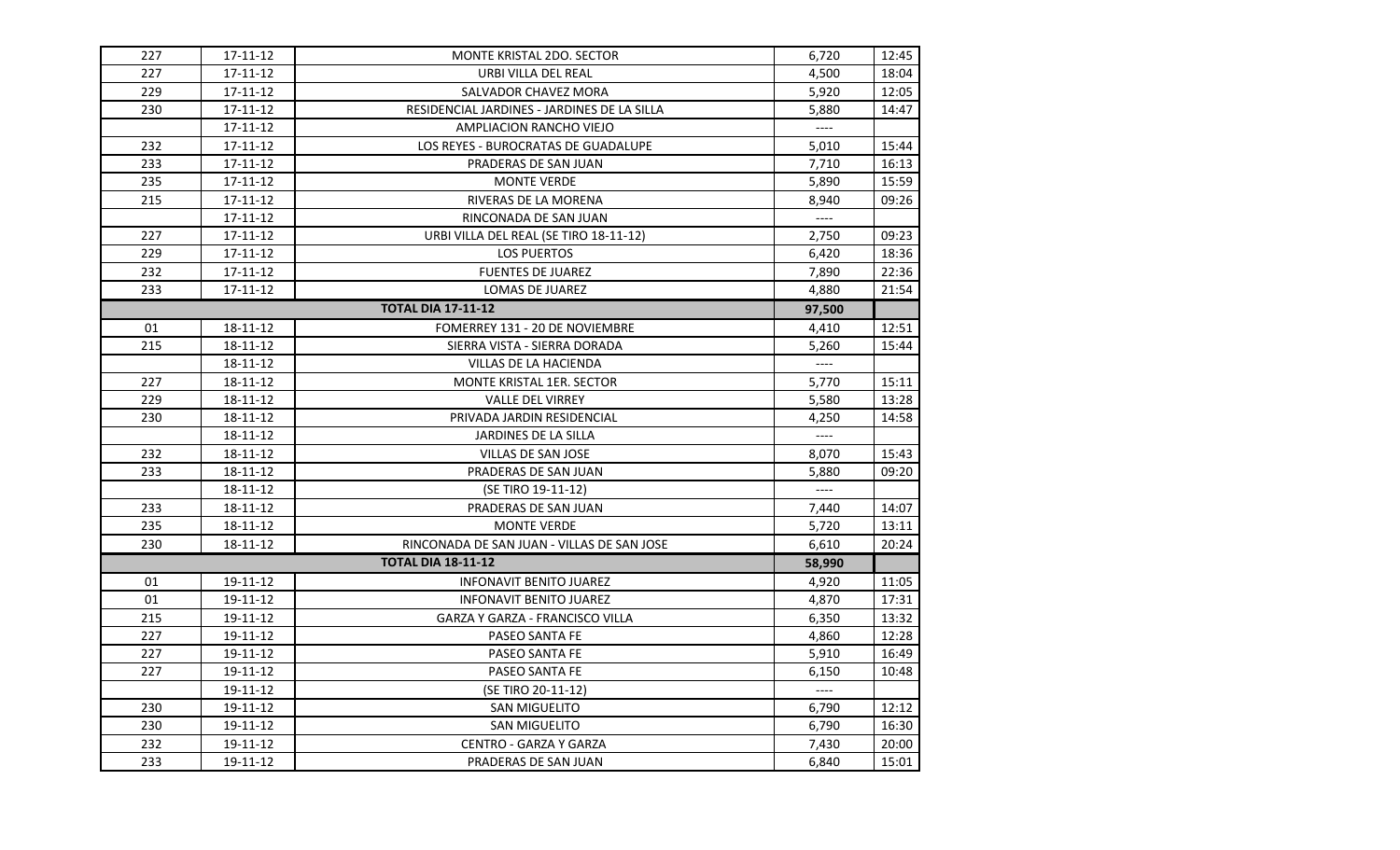| 227 | 17-11-12 | MONTE KRISTAL 2DO. SECTOR | 6,720 | 12:45 |
|---|---|---|---|---|
| 227 | 17-11-12 | URBI VILLA DEL REAL | 4,500 | 18:04 |
| 229 | 17-11-12 | SALVADOR CHAVEZ MORA | 5,920 | 12:05 |
| 230 | 17-11-12 | RESIDENCIAL JARDINES - JARDINES DE LA SILLA | 5,880 | 14:47 |
| | 17-11-12 | AMPLIACION RANCHO VIEJO | ---- | |
| 232 | 17-11-12 | LOS REYES - BUROCRATAS DE GUADALUPE | 5,010 | 15:44 |
| 233 | 17-11-12 | PRADERAS DE SAN JUAN | 7,710 | 16:13 |
| 235 | 17-11-12 | MONTE VERDE | 5,890 | 15:59 |
| 215 | 17-11-12 | RIVERAS DE LA MORENA | 8,940 | 09:26 |
| | 17-11-12 | RINCONADA DE SAN JUAN | ---- | |
| 227 | 17-11-12 | URBI VILLA DEL REAL (SE TIRO 18-11-12) | 2,750 | 09:23 |
| 229 | 17-11-12 | LOS PUERTOS | 6,420 | 18:36 |
| 232 | 17-11-12 | FUENTES DE JUAREZ | 7,890 | 22:36 |
| 233 | 17-11-12 | LOMAS DE JUAREZ | 4,880 | 21:54 |
| | | **TOTAL DIA 17-11-12** | **97,500** | |
| 01 | 18-11-12 | FOMERREY 131 - 20 DE NOVIEMBRE | 4,410 | 12:51 |
| 215 | 18-11-12 | SIERRA VISTA - SIERRA DORADA | 5,260 | 15:44 |
| | 18-11-12 | VILLAS DE LA HACIENDA | ---- | |
| 227 | 18-11-12 | MONTE KRISTAL 1ER. SECTOR | 5,770 | 15:11 |
| 229 | 18-11-12 | VALLE DEL VIRREY | 5,580 | 13:28 |
| 230 | 18-11-12 | PRIVADA JARDIN RESIDENCIAL | 4,250 | 14:58 |
| | 18-11-12 | JARDINES DE LA SILLA | ---- | |
| 232 | 18-11-12 | VILLAS DE SAN JOSE | 8,070 | 15:43 |
| 233 | 18-11-12 | PRADERAS DE SAN JUAN | 5,880 | 09:20 |
| | 18-11-12 | (SE TIRO 19-11-12) | ---- | |
| 233 | 18-11-12 | PRADERAS DE SAN JUAN | 7,440 | 14:07 |
| 235 | 18-11-12 | MONTE VERDE | 5,720 | 13:11 |
| 230 | 18-11-12 | RINCONADA DE SAN JUAN - VILLAS DE SAN JOSE | 6,610 | 20:24 |
| | | **TOTAL DIA 18-11-12** | **58,990** | |
| 01 | 19-11-12 | INFONAVIT BENITO JUAREZ | 4,920 | 11:05 |
| 01 | 19-11-12 | INFONAVIT BENITO JUAREZ | 4,870 | 17:31 |
| 215 | 19-11-12 | GARZA Y GARZA - FRANCISCO VILLA | 6,350 | 13:32 |
| 227 | 19-11-12 | PASEO SANTA FE | 4,860 | 12:28 |
| 227 | 19-11-12 | PASEO SANTA FE | 5,910 | 16:49 |
| 227 | 19-11-12 | PASEO SANTA FE | 6,150 | 10:48 |
| | 19-11-12 | (SE TIRO 20-11-12) | ---- | |
| 230 | 19-11-12 | SAN MIGUELITO | 6,790 | 12:12 |
| 230 | 19-11-12 | SAN MIGUELITO | 6,790 | 16:30 |
| 232 | 19-11-12 | CENTRO - GARZA Y GARZA | 7,430 | 20:00 |
| 233 | 19-11-12 | PRADERAS DE SAN JUAN | 6,840 | 15:01 |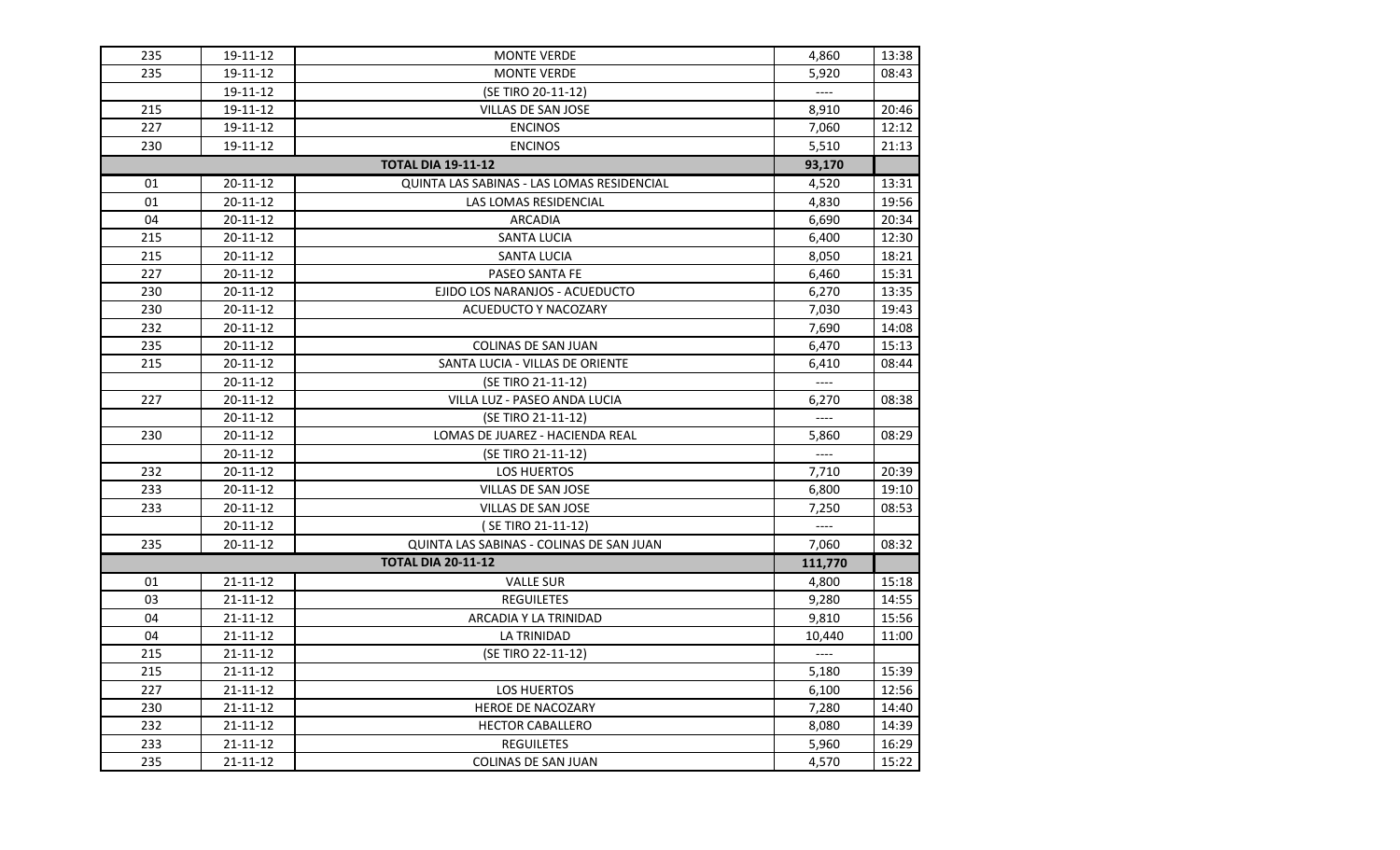| 235 | 19-11-12 | MONTE VERDE | 4,860 | 13:38 |
|---|---|---|---|---|
| 235 | 19-11-12 | MONTE VERDE | 5,920 | 08:43 |
| | 19-11-12 | (SE TIRO 20-11-12) | ---- | |
| 215 | 19-11-12 | VILLAS DE SAN JOSE | 8,910 | 20:46 |
| 227 | 19-11-12 | ENCINOS | 7,060 | 12:12 |
| 230 | 19-11-12 | ENCINOS | 5,510 | 21:13 |
| **TOTAL DIA 19-11-12** | | | **93,170** | |
| 01 | 20-11-12 | QUINTA LAS SABINAS - LAS LOMAS RESIDENCIAL | 4,520 | 13:31 |
| 01 | 20-11-12 | LAS LOMAS RESIDENCIAL | 4,830 | 19:56 |
| 04 | 20-11-12 | ARCADIA | 6,690 | 20:34 |
| 215 | 20-11-12 | SANTA LUCIA | 6,400 | 12:30 |
| 215 | 20-11-12 | SANTA LUCIA | 8,050 | 18:21 |
| 227 | 20-11-12 | PASEO SANTA FE | 6,460 | 15:31 |
| 230 | 20-11-12 | EJIDO LOS NARANJOS - ACUEDUCTO | 6,270 | 13:35 |
| 230 | 20-11-12 | ACUEDUCTO Y NACOZARY | 7,030 | 19:43 |
| 232 | 20-11-12 | | 7,690 | 14:08 |
| 235 | 20-11-12 | COLINAS DE SAN JUAN | 6,470 | 15:13 |
| 215 | 20-11-12 | SANTA LUCIA - VILLAS DE ORIENTE | 6,410 | 08:44 |
| | 20-11-12 | (SE TIRO 21-11-12) | ---- | |
| 227 | 20-11-12 | VILLA LUZ - PASEO ANDA LUCIA | 6,270 | 08:38 |
| | 20-11-12 | (SE TIRO 21-11-12) | ---- | |
| 230 | 20-11-12 | LOMAS DE JUAREZ - HACIENDA REAL | 5,860 | 08:29 |
| | 20-11-12 | (SE TIRO 21-11-12) | ---- | |
| 232 | 20-11-12 | LOS HUERTOS | 7,710 | 20:39 |
| 233 | 20-11-12 | VILLAS DE SAN JOSE | 6,800 | 19:10 |
| 233 | 20-11-12 | VILLAS DE SAN JOSE | 7,250 | 08:53 |
| | 20-11-12 | ( SE TIRO 21-11-12) | ---- | |
| 235 | 20-11-12 | QUINTA LAS SABINAS - COLINAS DE SAN JUAN | 7,060 | 08:32 |
| **TOTAL DIA 20-11-12** | | | **111,770** | |
| 01 | 21-11-12 | VALLE SUR | 4,800 | 15:18 |
| 03 | 21-11-12 | REGUILETES | 9,280 | 14:55 |
| 04 | 21-11-12 | ARCADIA Y LA TRINIDAD | 9,810 | 15:56 |
| 04 | 21-11-12 | LA TRINIDAD | 10,440 | 11:00 |
| 215 | 21-11-12 | (SE TIRO 22-11-12) | ---- | |
| 215 | 21-11-12 | | 5,180 | 15:39 |
| 227 | 21-11-12 | LOS HUERTOS | 6,100 | 12:56 |
| 230 | 21-11-12 | HEROE DE NACOZARY | 7,280 | 14:40 |
| 232 | 21-11-12 | HECTOR CABALLERO | 8,080 | 14:39 |
| 233 | 21-11-12 | REGUILETES | 5,960 | 16:29 |
| 235 | 21-11-12 | COLINAS DE SAN JUAN | 4,570 | 15:22 |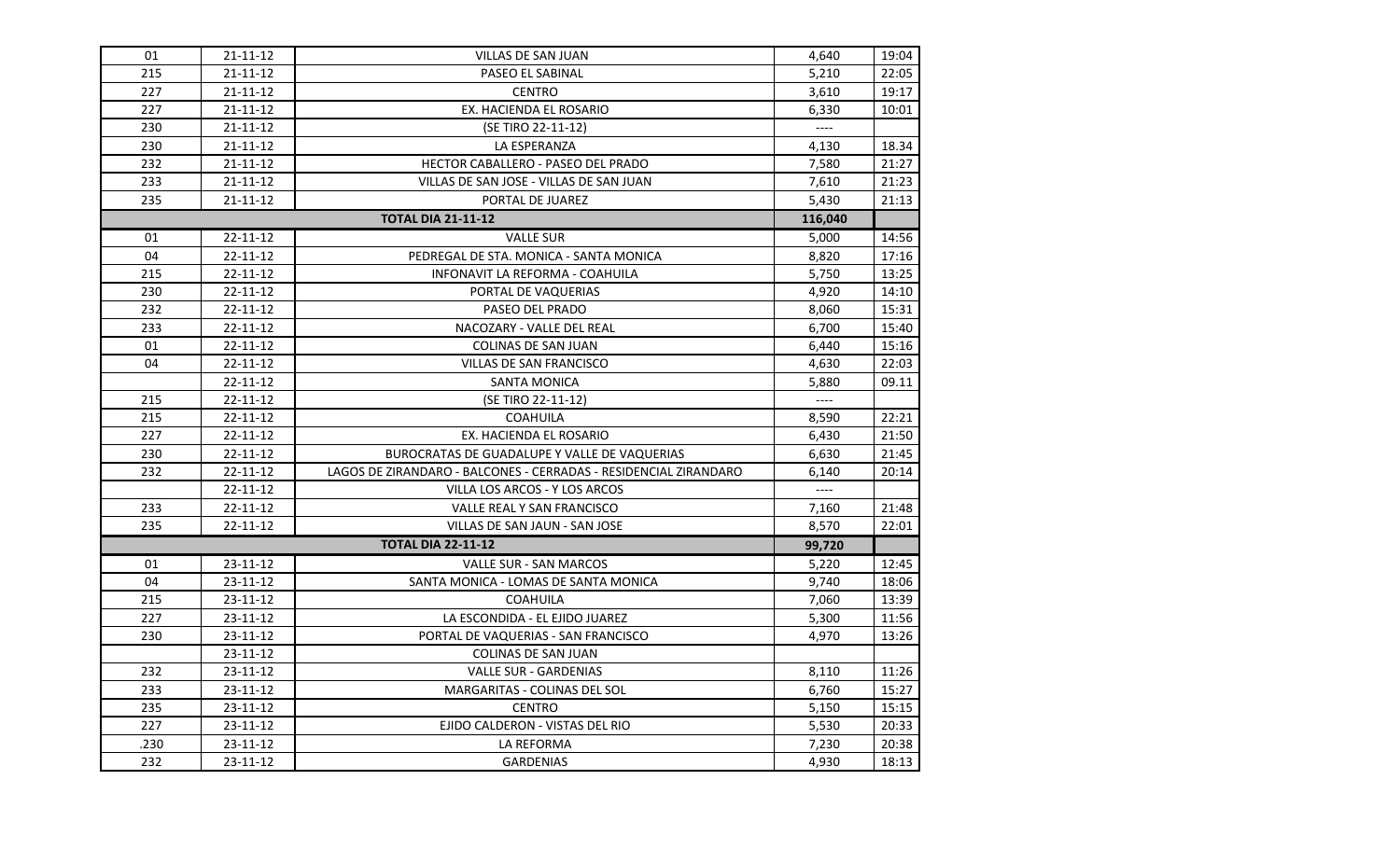| | | | | |
|---|---|---|---|---|
| 01 | 21-11-12 | VILLAS DE SAN JUAN | 4,640 | 19:04 |
| 215 | 21-11-12 | PASEO EL SABINAL | 5,210 | 22:05 |
| 227 | 21-11-12 | CENTRO | 3,610 | 19:17 |
| 227 | 21-11-12 | EX. HACIENDA EL ROSARIO | 6,330 | 10:01 |
| 230 | 21-11-12 | (SE TIRO 22-11-12) | ---- | |
| 230 | 21-11-12 | LA ESPERANZA | 4,130 | 18.34 |
| 232 | 21-11-12 | HECTOR CABALLERO - PASEO DEL PRADO | 7,580 | 21:27 |
| 233 | 21-11-12 | VILLAS DE SAN JOSE - VILLAS DE SAN JUAN | 7,610 | 21:23 |
| 235 | 21-11-12 | PORTAL DE JUAREZ | 5,430 | 21:13 |
| | | **TOTAL DIA 21-11-12** | **116,040** | |
| 01 | 22-11-12 | VALLE SUR | 5,000 | 14:56 |
| 04 | 22-11-12 | PEDREGAL DE STA. MONICA - SANTA MONICA | 8,820 | 17:16 |
| 215 | 22-11-12 | INFONAVIT LA REFORMA - COAHUILA | 5,750 | 13:25 |
| 230 | 22-11-12 | PORTAL DE VAQUERIAS | 4,920 | 14:10 |
| 232 | 22-11-12 | PASEO DEL PRADO | 8,060 | 15:31 |
| 233 | 22-11-12 | NACOZARY - VALLE DEL REAL | 6,700 | 15:40 |
| 01 | 22-11-12 | COLINAS DE SAN JUAN | 6,440 | 15:16 |
| 04 | 22-11-12 | VILLAS DE SAN FRANCISCO | 4,630 | 22:03 |
| | 22-11-12 | SANTA MONICA | 5,880 | 09.11 |
| 215 | 22-11-12 | (SE TIRO 22-11-12) | ---- | |
| 215 | 22-11-12 | COAHUILA | 8,590 | 22:21 |
| 227 | 22-11-12 | EX. HACIENDA EL ROSARIO | 6,430 | 21:50 |
| 230 | 22-11-12 | BUROCRATAS DE GUADALUPE Y VALLE DE VAQUERIAS | 6,630 | 21:45 |
| 232 | 22-11-12 | LAGOS DE ZIRANDARO - BALCONES - CERRADAS - RESIDENCIAL ZIRANDARO | 6,140 | 20:14 |
| | 22-11-12 | VILLA LOS ARCOS - Y LOS ARCOS | ---- | |
| 233 | 22-11-12 | VALLE REAL Y SAN FRANCISCO | 7,160 | 21:48 |
| 235 | 22-11-12 | VILLAS DE SAN JAUN - SAN JOSE | 8,570 | 22:01 |
| | | **TOTAL DIA 22-11-12** | **99,720** | |
| 01 | 23-11-12 | VALLE SUR - SAN MARCOS | 5,220 | 12:45 |
| 04 | 23-11-12 | SANTA MONICA - LOMAS DE SANTA MONICA | 9,740 | 18:06 |
| 215 | 23-11-12 | COAHUILA | 7,060 | 13:39 |
| 227 | 23-11-12 | LA ESCONDIDA - EL EJIDO JUAREZ | 5,300 | 11:56 |
| 230 | 23-11-12 | PORTAL DE VAQUERIAS - SAN FRANCISCO | 4,970 | 13:26 |
| | 23-11-12 | COLINAS DE SAN JUAN | | |
| 232 | 23-11-12 | VALLE SUR - GARDENIAS | 8,110 | 11:26 |
| 233 | 23-11-12 | MARGARITAS - COLINAS DEL SOL | 6,760 | 15:27 |
| 235 | 23-11-12 | CENTRO | 5,150 | 15:15 |
| 227 | 23-11-12 | EJIDO CALDERON - VISTAS DEL RIO | 5,530 | 20:33 |
| .230 | 23-11-12 | LA REFORMA | 7,230 | 20:38 |
| 232 | 23-11-12 | GARDENIAS | 4,930 | 18:13 |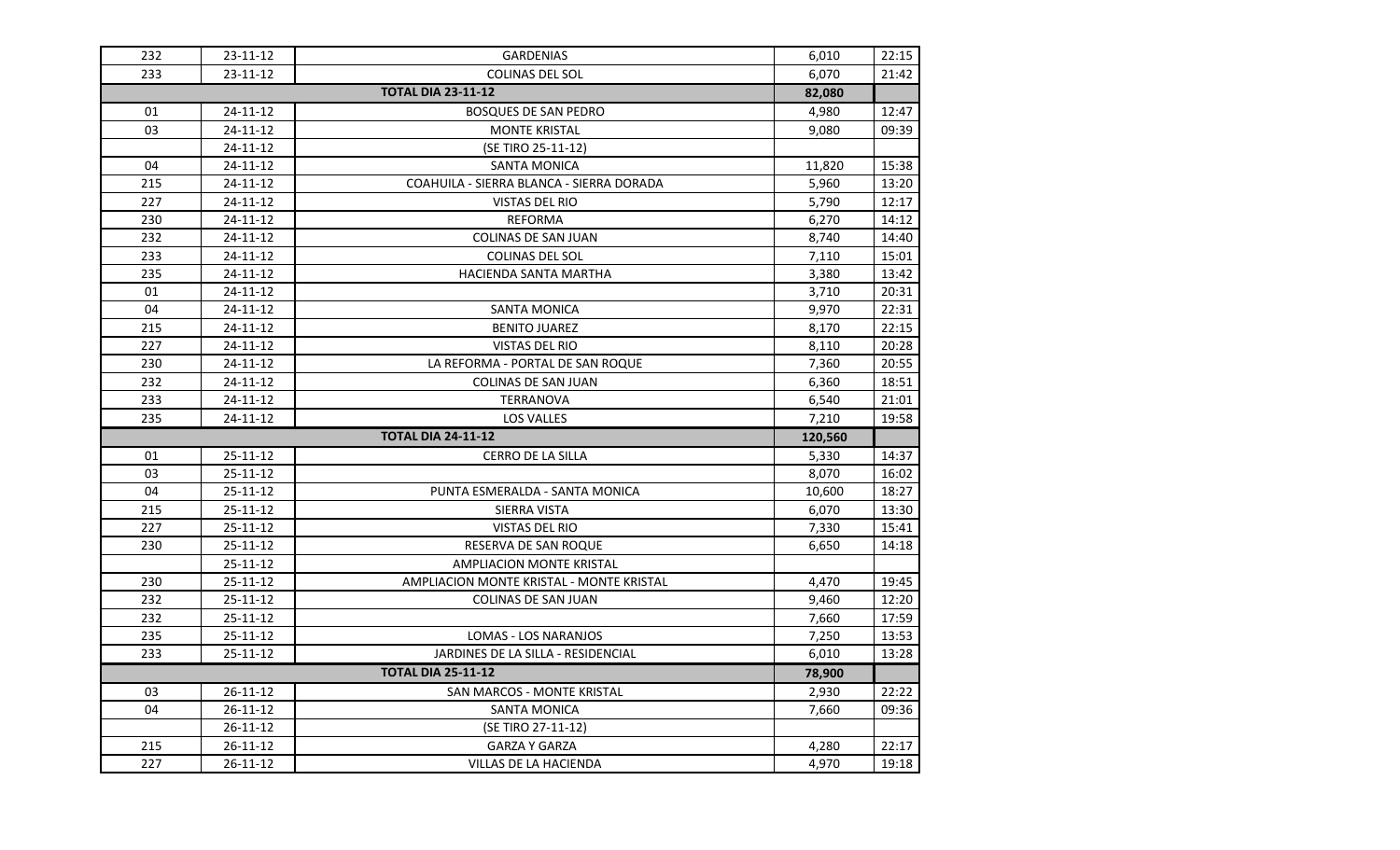| | | | | |
|---|---|---|---|---|
| 232 | 23-11-12 | GARDENIAS | 6,010 | 22:15 |
| 233 | 23-11-12 | COLINAS DEL SOL | 6,070 | 21:42 |
| **TOTAL DIA 23-11-12** | | | **82,080** | |
| 01 | 24-11-12 | BOSQUES DE SAN PEDRO | 4,980 | 12:47 |
| 03 | 24-11-12 | MONTE KRISTAL | 9,080 | 09:39 |
| | 24-11-12 | (SE TIRO 25-11-12) | | |
| 04 | 24-11-12 | SANTA MONICA | 11,820 | 15:38 |
| 215 | 24-11-12 | COAHUILA - SIERRA BLANCA - SIERRA DORADA | 5,960 | 13:20 |
| 227 | 24-11-12 | VISTAS DEL RIO | 5,790 | 12:17 |
| 230 | 24-11-12 | REFORMA | 6,270 | 14:12 |
| 232 | 24-11-12 | COLINAS DE SAN JUAN | 8,740 | 14:40 |
| 233 | 24-11-12 | COLINAS DEL SOL | 7,110 | 15:01 |
| 235 | 24-11-12 | HACIENDA SANTA MARTHA | 3,380 | 13:42 |
| 01 | 24-11-12 | | 3,710 | 20:31 |
| 04 | 24-11-12 | SANTA MONICA | 9,970 | 22:31 |
| 215 | 24-11-12 | BENITO JUAREZ | 8,170 | 22:15 |
| 227 | 24-11-12 | VISTAS DEL RIO | 8,110 | 20:28 |
| 230 | 24-11-12 | LA REFORMA - PORTAL DE SAN ROQUE | 7,360 | 20:55 |
| 232 | 24-11-12 | COLINAS DE SAN JUAN | 6,360 | 18:51 |
| 233 | 24-11-12 | TERRANOVA | 6,540 | 21:01 |
| 235 | 24-11-12 | LOS VALLES | 7,210 | 19:58 |
| **TOTAL DIA 24-11-12** | | | **120,560** | |
| 01 | 25-11-12 | CERRO DE LA SILLA | 5,330 | 14:37 |
| 03 | 25-11-12 | | 8,070 | 16:02 |
| 04 | 25-11-12 | PUNTA ESMERALDA - SANTA MONICA | 10,600 | 18:27 |
| 215 | 25-11-12 | SIERRA VISTA | 6,070 | 13:30 |
| 227 | 25-11-12 | VISTAS DEL RIO | 7,330 | 15:41 |
| 230 | 25-11-12 | RESERVA DE SAN ROQUE | 6,650 | 14:18 |
| | 25-11-12 | AMPLIACION MONTE KRISTAL | | |
| 230 | 25-11-12 | AMPLIACION MONTE KRISTAL - MONTE KRISTAL | 4,470 | 19:45 |
| 232 | 25-11-12 | COLINAS DE SAN JUAN | 9,460 | 12:20 |
| 232 | 25-11-12 | | 7,660 | 17:59 |
| 235 | 25-11-12 | LOMAS - LOS NARANJOS | 7,250 | 13:53 |
| 233 | 25-11-12 | JARDINES DE LA SILLA - RESIDENCIAL | 6,010 | 13:28 |
| **TOTAL DIA 25-11-12** | | | **78,900** | |
| 03 | 26-11-12 | SAN MARCOS - MONTE KRISTAL | 2,930 | 22:22 |
| 04 | 26-11-12 | SANTA MONICA | 7,660 | 09:36 |
| | 26-11-12 | (SE TIRO 27-11-12) | | |
| 215 | 26-11-12 | GARZA Y GARZA | 4,280 | 22:17 |
| 227 | 26-11-12 | VILLAS DE LA HACIENDA | 4,970 | 19:18 |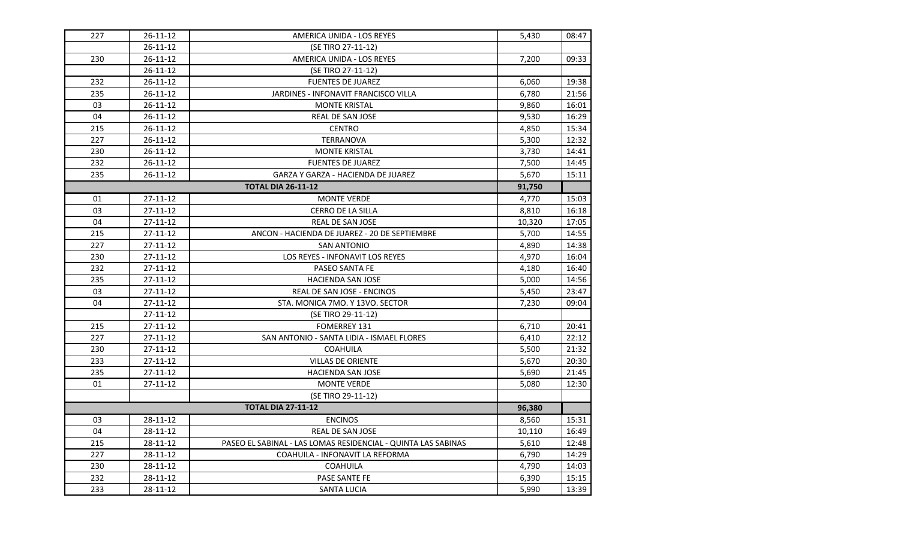| | | | | |
|---|---|---|---|---|
| 227 | 26-11-12 | AMERICA UNIDA - LOS REYES | 5,430 | 08:47 |
| | 26-11-12 | (SE TIRO 27-11-12) | | |
| 230 | 26-11-12 | AMERICA UNIDA - LOS REYES | 7,200 | 09:33 |
| | 26-11-12 | (SE TIRO 27-11-12) | | |
| 232 | 26-11-12 | FUENTES DE JUAREZ | 6,060 | 19:38 |
| 235 | 26-11-12 | JARDINES - INFONAVIT FRANCISCO VILLA | 6,780 | 21:56 |
| 03 | 26-11-12 | MONTE KRISTAL | 9,860 | 16:01 |
| 04 | 26-11-12 | REAL DE SAN JOSE | 9,530 | 16:29 |
| 215 | 26-11-12 | CENTRO | 4,850 | 15:34 |
| 227 | 26-11-12 | TERRANOVA | 5,300 | 12:32 |
| 230 | 26-11-12 | MONTE KRISTAL | 3,730 | 14:41 |
| 232 | 26-11-12 | FUENTES DE JUAREZ | 7,500 | 14:45 |
| 235 | 26-11-12 | GARZA Y GARZA - HACIENDA DE JUAREZ | 5,670 | 15:11 |
| | | **TOTAL DIA 26-11-12** | **91,750** | |
| 01 | 27-11-12 | MONTE VERDE | 4,770 | 15:03 |
| 03 | 27-11-12 | CERRO DE LA SILLA | 8,810 | 16:18 |
| 04 | 27-11-12 | REAL DE SAN JOSE | 10,320 | 17:05 |
| 215 | 27-11-12 | ANCON - HACIENDA DE JUAREZ - 20 DE SEPTIEMBRE | 5,700 | 14:55 |
| 227 | 27-11-12 | SAN ANTONIO | 4,890 | 14:38 |
| 230 | 27-11-12 | LOS REYES - INFONAVIT LOS REYES | 4,970 | 16:04 |
| 232 | 27-11-12 | PASEO SANTA FE | 4,180 | 16:40 |
| 235 | 27-11-12 | HACIENDA SAN JOSE | 5,000 | 14:56 |
| 03 | 27-11-12 | REAL DE SAN JOSE - ENCINOS | 5,450 | 23:47 |
| 04 | 27-11-12 | STA. MONICA 7MO. Y 13VO. SECTOR | 7,230 | 09:04 |
| | 27-11-12 | (SE TIRO 29-11-12) | | |
| 215 | 27-11-12 | FOMERREY 131 | 6,710 | 20:41 |
| 227 | 27-11-12 | SAN ANTONIO - SANTA LIDIA - ISMAEL FLORES | 6,410 | 22:12 |
| 230 | 27-11-12 | COAHUILA | 5,500 | 21:32 |
| 233 | 27-11-12 | VILLAS DE ORIENTE | 5,670 | 20:30 |
| 235 | 27-11-12 | HACIENDA SAN JOSE | 5,690 | 21:45 |
| 01 | 27-11-12 | MONTE VERDE | 5,080 | 12:30 |
| | | (SE TIRO 29-11-12) | | |
| | | **TOTAL DIA 27-11-12** | **96,380** | |
| 03 | 28-11-12 | ENCINOS | 8,560 | 15:31 |
| 04 | 28-11-12 | REAL DE SAN JOSE | 10,110 | 16:49 |
| 215 | 28-11-12 | PASEO EL SABINAL - LAS LOMAS RESIDENCIAL - QUINTA LAS SABINAS | 5,610 | 12:48 |
| 227 | 28-11-12 | COAHUILA - INFONAVIT LA REFORMA | 6,790 | 14:29 |
| 230 | 28-11-12 | COAHUILA | 4,790 | 14:03 |
| 232 | 28-11-12 | PASE SANTE FE | 6,390 | 15:15 |
| 233 | 28-11-12 | SANTA LUCIA | 5,990 | 13:39 |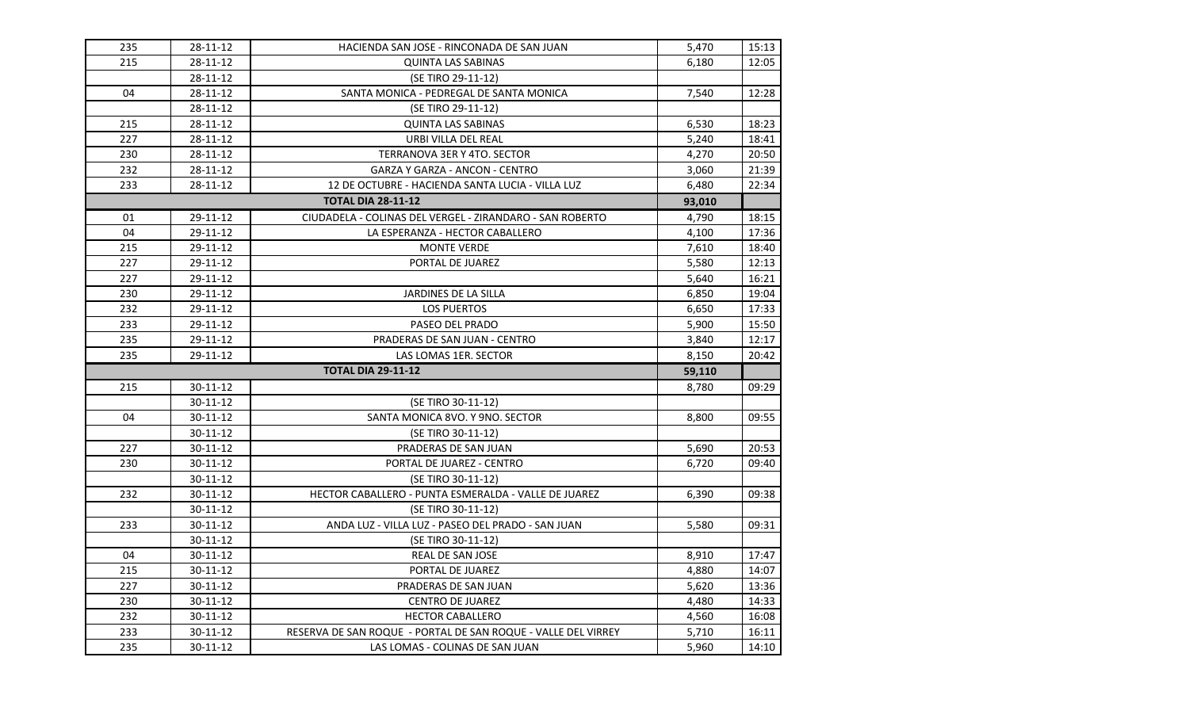| 235 | 28-11-12 | HACIENDA SAN JOSE - RINCONADA DE SAN JUAN | 5,470 | 15:13 |
|---|---|---|---|---|
| 215 | 28-11-12 | QUINTA LAS SABINAS | 6,180 | 12:05 |
| | 28-11-12 | (SE TIRO 29-11-12) | | |
| 04 | 28-11-12 | SANTA MONICA - PEDREGAL DE SANTA MONICA | 7,540 | 12:28 |
| | 28-11-12 | (SE TIRO 29-11-12) | | |
| 215 | 28-11-12 | QUINTA LAS SABINAS | 6,530 | 18:23 |
| 227 | 28-11-12 | URBI VILLA DEL REAL | 5,240 | 18:41 |
| 230 | 28-11-12 | TERRANOVA 3ER Y 4TO. SECTOR | 4,270 | 20:50 |
| 232 | 28-11-12 | GARZA Y GARZA - ANCON - CENTRO | 3,060 | 21:39 |
| 233 | 28-11-12 | 12 DE OCTUBRE - HACIENDA SANTA LUCIA - VILLA LUZ | 6,480 | 22:34 |
| | | **TOTAL DIA 28-11-12** | **93,010** | |
| 01 | 29-11-12 | CIUDADELA - COLINAS DEL VERGEL - ZIRANDARO - SAN ROBERTO | 4,790 | 18:15 |
| 04 | 29-11-12 | LA ESPERANZA - HECTOR CABALLERO | 4,100 | 17:36 |
| 215 | 29-11-12 | MONTE VERDE | 7,610 | 18:40 |
| 227 | 29-11-12 | PORTAL DE JUAREZ | 5,580 | 12:13 |
| 227 | 29-11-12 | | 5,640 | 16:21 |
| 230 | 29-11-12 | JARDINES DE LA SILLA | 6,850 | 19:04 |
| 232 | 29-11-12 | LOS PUERTOS | 6,650 | 17:33 |
| 233 | 29-11-12 | PASEO DEL PRADO | 5,900 | 15:50 |
| 235 | 29-11-12 | PRADERAS DE SAN JUAN - CENTRO | 3,840 | 12:17 |
| 235 | 29-11-12 | LAS LOMAS 1ER. SECTOR | 8,150 | 20:42 |
| | | **TOTAL DIA 29-11-12** | **59,110** | |
| 215 | 30-11-12 | | 8,780 | 09:29 |
| | 30-11-12 | (SE TIRO 30-11-12) | | |
| 04 | 30-11-12 | SANTA MONICA 8VO. Y 9NO. SECTOR | 8,800 | 09:55 |
| | 30-11-12 | (SE TIRO 30-11-12) | | |
| 227 | 30-11-12 | PRADERAS DE SAN JUAN | 5,690 | 20:53 |
| 230 | 30-11-12 | PORTAL DE JUAREZ - CENTRO | 6,720 | 09:40 |
| | 30-11-12 | (SE TIRO 30-11-12) | | |
| 232 | 30-11-12 | HECTOR CABALLERO - PUNTA ESMERALDA - VALLE DE JUAREZ | 6,390 | 09:38 |
| | 30-11-12 | (SE TIRO 30-11-12) | | |
| 233 | 30-11-12 | ANDA LUZ - VILLA LUZ - PASEO DEL PRADO - SAN JUAN | 5,580 | 09:31 |
| | 30-11-12 | (SE TIRO 30-11-12) | | |
| 04 | 30-11-12 | REAL DE SAN JOSE | 8,910 | 17:47 |
| 215 | 30-11-12 | PORTAL DE JUAREZ | 4,880 | 14:07 |
| 227 | 30-11-12 | PRADERAS DE SAN JUAN | 5,620 | 13:36 |
| 230 | 30-11-12 | CENTRO DE JUAREZ | 4,480 | 14:33 |
| 232 | 30-11-12 | HECTOR CABALLERO | 4,560 | 16:08 |
| 233 | 30-11-12 | RESERVA DE SAN ROQUE - PORTAL DE SAN ROQUE - VALLE DEL VIRREY | 5,710 | 16:11 |
| 235 | 30-11-12 | LAS LOMAS - COLINAS DE SAN JUAN | 5,960 | 14:10 |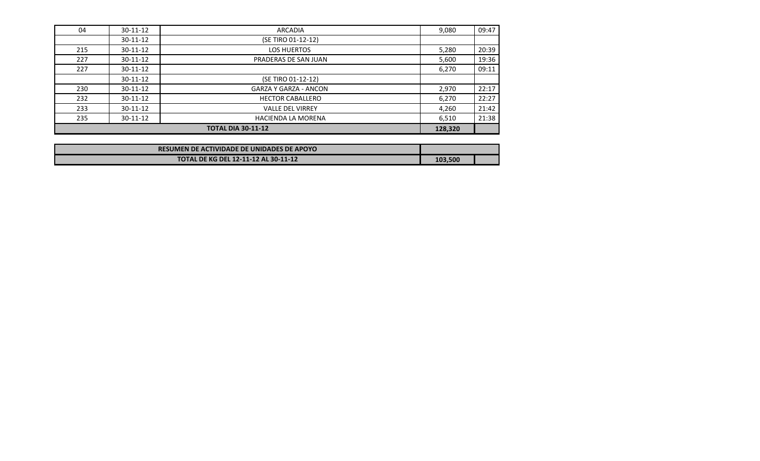| | | | | |
|---|---|---|---|---|
| 04 | 30-11-12 | ARCADIA | 9,080 | 09:47 |
| | 30-11-12 | (SE TIRO 01-12-12) | | |
| 215 | 30-11-12 | LOS HUERTOS | 5,280 | 20:39 |
| 227 | 30-11-12 | PRADERAS DE SAN JUAN | 5,600 | 19:36 |
| 227 | 30-11-12 | | 6,270 | 09:11 |
| | 30-11-12 | (SE TIRO 01-12-12) | | |
| 230 | 30-11-12 | GARZA Y GARZA - ANCON | 2,970 | 22:17 |
| 232 | 30-11-12 | HECTOR CABALLERO | 6,270 | 22:27 |
| 233 | 30-11-12 | VALLE DEL VIRREY | 4,260 | 21:42 |
| 235 | 30-11-12 | HACIENDA LA MORENA | 6,510 | 21:38 |
| **TOTAL DIA 30-11-12** | | | **128,320** | |

| | | |
|---|---|---|
| **RESUMEN DE ACTIVIDADE DE UNIDADES DE APOYO** | | |
| **TOTAL DE KG DEL 12-11-12 AL 30-11-12** | **103,500** | |